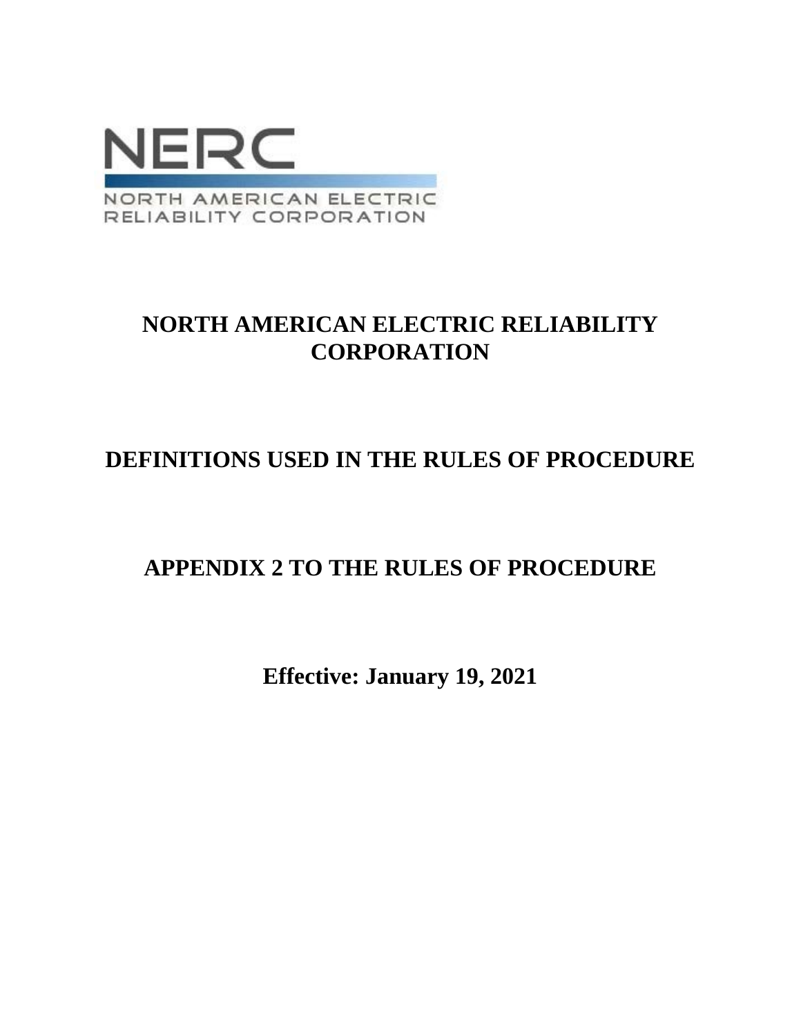NERC

NORTH AMERICAN ELECTRIC RELIABILITY CORPORATION

# NORTH AMERICAN ELECTRIC RELIABILITY CORPORATION

# DEFINITIONS USED IN THE RULES OF PROCEDURE

# APPENDIX 2 TO THE RULES OF PROCEDURE

**Effective: January 19, 2021**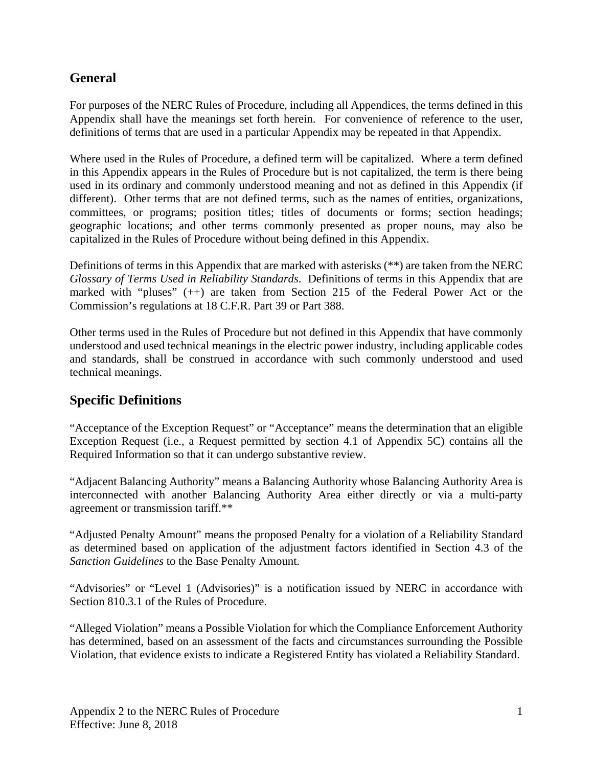## General

For purposes of the NERC Rules of Procedure, including all Appendices, the terms defined in this Appendix shall have the meanings set forth herein. For convenience of reference to the user, definitions of terms that are used in a particular Appendix may be repeated in that Appendix.

Where used in the Rules of Procedure, a defined term will be capitalized. Where a term defined in this Appendix appears in the Rules of Procedure but is not capitalized, the term is there being used in its ordinary and commonly understood meaning and not as defined in this Appendix (if different). Other terms that are not defined terms, such as the names of entities, organizations, committees, or programs; position titles; titles of documents or forms; section headings; geographic locations; and other terms commonly presented as proper nouns, may also be capitalized in the Rules of Procedure without being defined in this Appendix.

Definitions of terms in this Appendix that are marked with asterisks (**) are taken from the NERC *Glossary of Terms Used in Reliability Standards*. Definitions of terms in this Appendix that are marked with "pluses" (++) are taken from Section 215 of the Federal Power Act or the Commission's regulations at 18 C.F.R. Part 39 or Part 388.

Other terms used in the Rules of Procedure but not defined in this Appendix that have commonly understood and used technical meanings in the electric power industry, including applicable codes and standards, shall be construed in accordance with such commonly understood and used technical meanings.

## Specific Definitions

"Acceptance of the Exception Request" or "Acceptance" means the determination that an eligible Exception Request (i.e., a Request permitted by section 4.1 of Appendix 5C) contains all the Required Information so that it can undergo substantive review.

"Adjacent Balancing Authority" means a Balancing Authority whose Balancing Authority Area is interconnected with another Balancing Authority Area either directly or via a multi-party agreement or transmission tariff.**

"Adjusted Penalty Amount" means the proposed Penalty for a violation of a Reliability Standard as determined based on application of the adjustment factors identified in Section 4.3 of the *Sanction Guidelines* to the Base Penalty Amount.

"Advisories" or "Level 1 (Advisories)" is a notification issued by NERC in accordance with Section 810.3.1 of the Rules of Procedure.

"Alleged Violation" means a Possible Violation for which the Compliance Enforcement Authority has determined, based on an assessment of the facts and circumstances surrounding the Possible Violation, that evidence exists to indicate a Registered Entity has violated a Reliability Standard.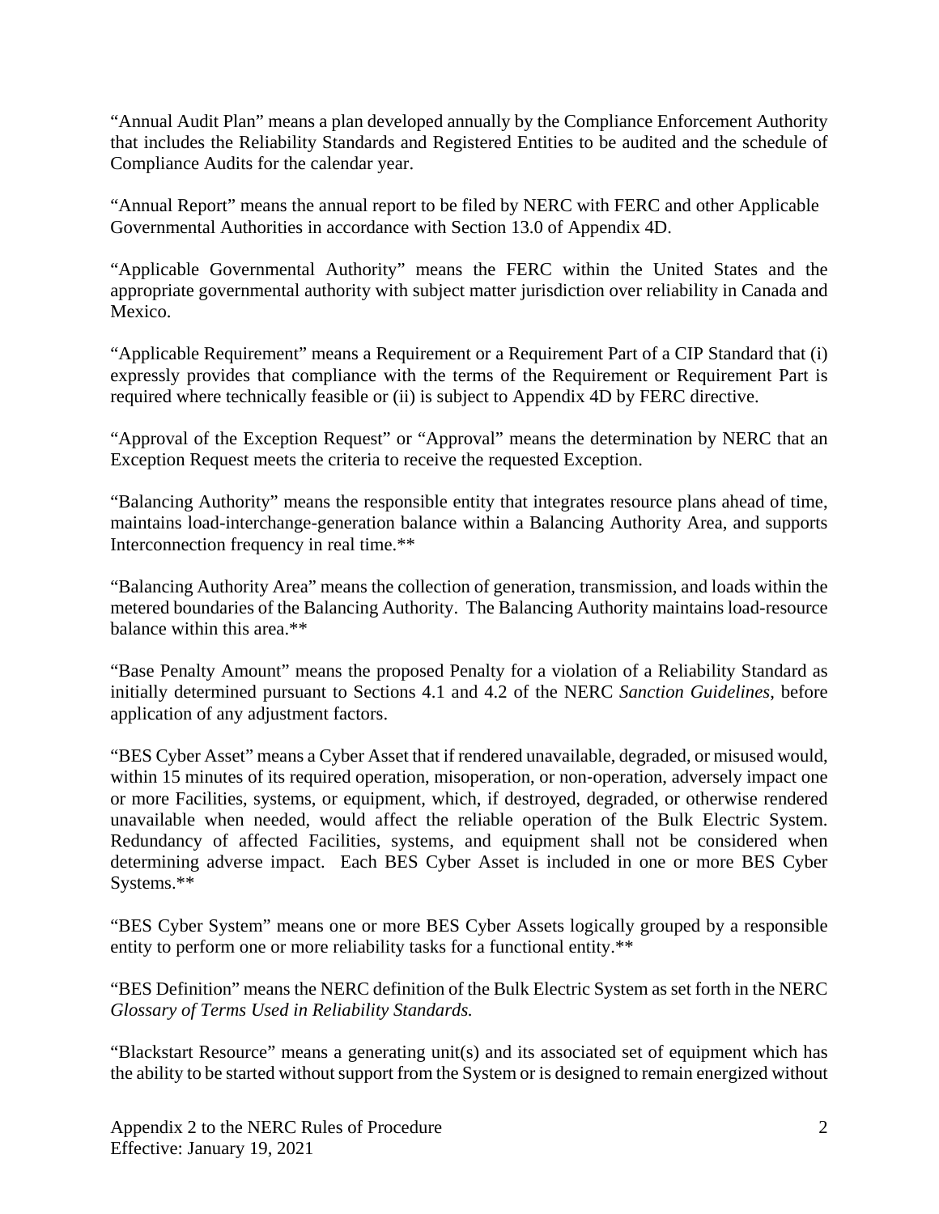"Annual Audit Plan" means a plan developed annually by the Compliance Enforcement Authority that includes the Reliability Standards and Registered Entities to be audited and the schedule of Compliance Audits for the calendar year.

"Annual Report" means the annual report to be filed by NERC with FERC and other Applicable Governmental Authorities in accordance with Section 13.0 of Appendix 4D.

"Applicable Governmental Authority" means the FERC within the United States and the appropriate governmental authority with subject matter jurisdiction over reliability in Canada and Mexico.

"Applicable Requirement" means a Requirement or a Requirement Part of a CIP Standard that (i) expressly provides that compliance with the terms of the Requirement or Requirement Part is required where technically feasible or (ii) is subject to Appendix 4D by FERC directive.

"Approval of the Exception Request" or "Approval" means the determination by NERC that an Exception Request meets the criteria to receive the requested Exception.

"Balancing Authority" means the responsible entity that integrates resource plans ahead of time, maintains load-interchange-generation balance within a Balancing Authority Area, and supports Interconnection frequency in real time.**

"Balancing Authority Area" means the collection of generation, transmission, and loads within the metered boundaries of the Balancing Authority. The Balancing Authority maintains load-resource balance within this area.**

"Base Penalty Amount" means the proposed Penalty for a violation of a Reliability Standard as initially determined pursuant to Sections 4.1 and 4.2 of the NERC *Sanction Guidelines*, before application of any adjustment factors.

"BES Cyber Asset" means a Cyber Asset that if rendered unavailable, degraded, or misused would, within 15 minutes of its required operation, misoperation, or non-operation, adversely impact one or more Facilities, systems, or equipment, which, if destroyed, degraded, or otherwise rendered unavailable when needed, would affect the reliable operation of the Bulk Electric System. Redundancy of affected Facilities, systems, and equipment shall not be considered when determining adverse impact. Each BES Cyber Asset is included in one or more BES Cyber Systems.**

"BES Cyber System" means one or more BES Cyber Assets logically grouped by a responsible entity to perform one or more reliability tasks for a functional entity.**

"BES Definition" means the NERC definition of the Bulk Electric System as set forth in the NERC *Glossary of Terms Used in Reliability Standards.*

"Blackstart Resource" means a generating unit(s) and its associated set of equipment which has the ability to be started without support from the System or is designed to remain energized without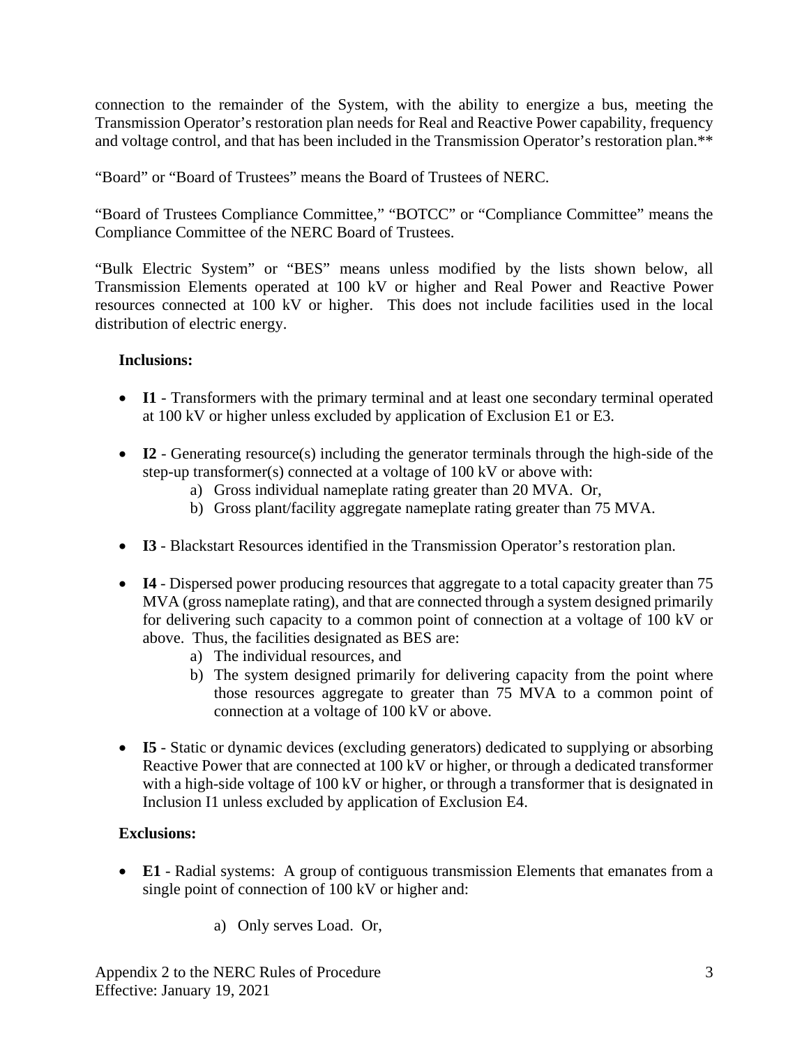connection to the remainder of the System, with the ability to energize a bus, meeting the Transmission Operator's restoration plan needs for Real and Reactive Power capability, frequency and voltage control, and that has been included in the Transmission Operator's restoration plan.**

"Board" or "Board of Trustees" means the Board of Trustees of NERC.

"Board of Trustees Compliance Committee," "BOTCC" or "Compliance Committee" means the Compliance Committee of the NERC Board of Trustees.

"Bulk Electric System" or "BES" means unless modified by the lists shown below, all Transmission Elements operated at 100 kV or higher and Real Power and Reactive Power resources connected at 100 kV or higher. This does not include facilities used in the local distribution of electric energy.

**Inclusions:**

- **I1** - Transformers with the primary terminal and at least one secondary terminal operated at 100 kV or higher unless excluded by application of Exclusion E1 or E3.
- **I2** - Generating resource(s) including the generator terminals through the high-side of the step-up transformer(s) connected at a voltage of 100 kV or above with:
  - a) Gross individual nameplate rating greater than 20 MVA. Or,
  - b) Gross plant/facility aggregate nameplate rating greater than 75 MVA.
- **I3** - Blackstart Resources identified in the Transmission Operator's restoration plan.
- **I4** - Dispersed power producing resources that aggregate to a total capacity greater than 75 MVA (gross nameplate rating), and that are connected through a system designed primarily for delivering such capacity to a common point of connection at a voltage of 100 kV or above. Thus, the facilities designated as BES are:
  - a) The individual resources, and
  - b) The system designed primarily for delivering capacity from the point where those resources aggregate to greater than 75 MVA to a common point of connection at a voltage of 100 kV or above.
- **I5** - Static or dynamic devices (excluding generators) dedicated to supplying or absorbing Reactive Power that are connected at 100 kV or higher, or through a dedicated transformer with a high-side voltage of 100 kV or higher, or through a transformer that is designated in Inclusion I1 unless excluded by application of Exclusion E4.

**Exclusions:**

- **E1** - Radial systems: A group of contiguous transmission Elements that emanates from a single point of connection of 100 kV or higher and:
  - a) Only serves Load. Or,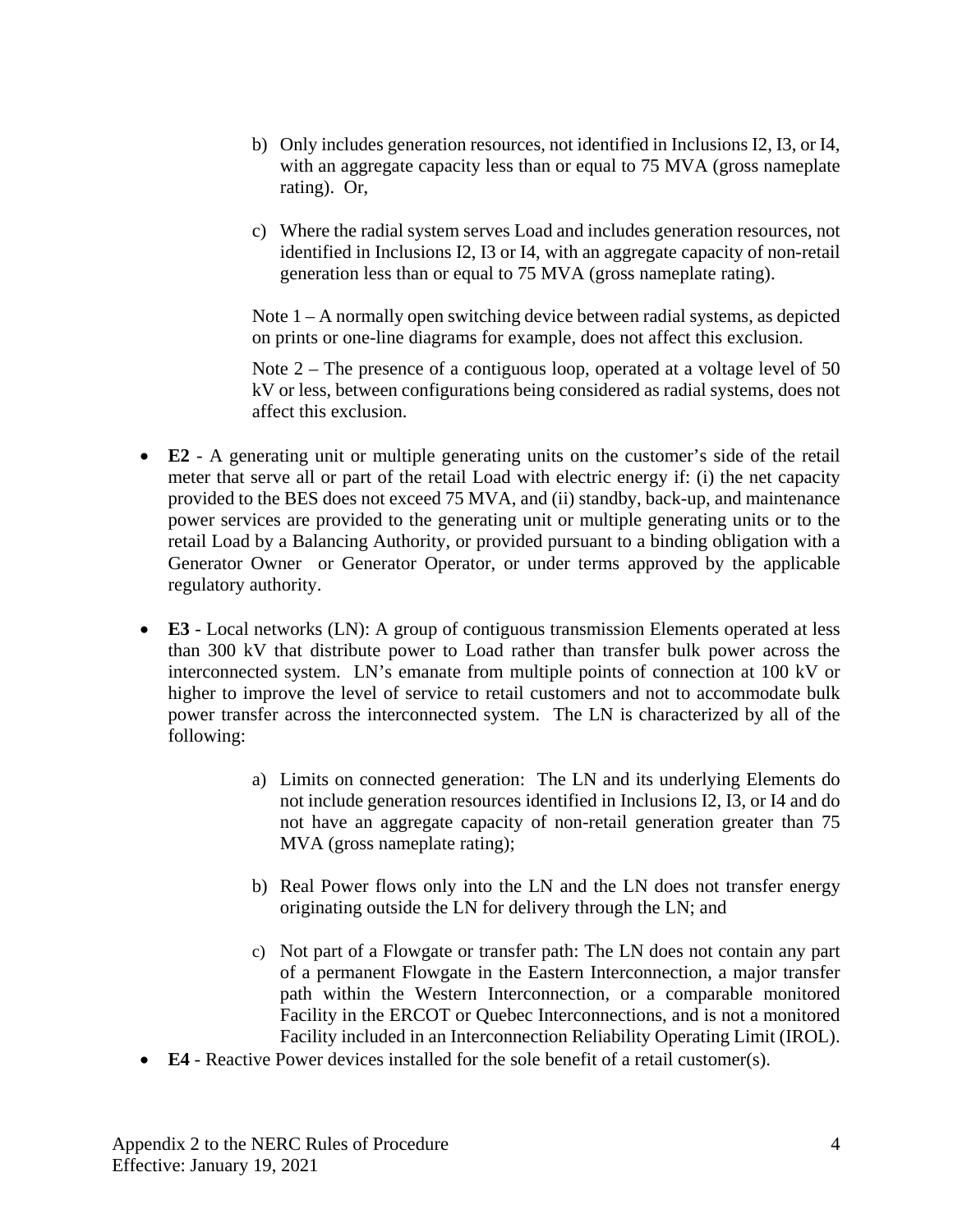b) Only includes generation resources, not identified in Inclusions I2, I3, or I4, with an aggregate capacity less than or equal to 75 MVA (gross nameplate rating). Or,

c) Where the radial system serves Load and includes generation resources, not identified in Inclusions I2, I3 or I4, with an aggregate capacity of non-retail generation less than or equal to 75 MVA (gross nameplate rating).

Note 1 – A normally open switching device between radial systems, as depicted on prints or one-line diagrams for example, does not affect this exclusion.

Note 2 – The presence of a contiguous loop, operated at a voltage level of 50 kV or less, between configurations being considered as radial systems, does not affect this exclusion.

- **E2** - A generating unit or multiple generating units on the customer's side of the retail meter that serve all or part of the retail Load with electric energy if: (i) the net capacity provided to the BES does not exceed 75 MVA, and (ii) standby, back-up, and maintenance power services are provided to the generating unit or multiple generating units or to the retail Load by a Balancing Authority, or provided pursuant to a binding obligation with a Generator Owner or Generator Operator, or under terms approved by the applicable regulatory authority.

- **E3** - Local networks (LN): A group of contiguous transmission Elements operated at less than 300 kV that distribute power to Load rather than transfer bulk power across the interconnected system. LN's emanate from multiple points of connection at 100 kV or higher to improve the level of service to retail customers and not to accommodate bulk power transfer across the interconnected system. The LN is characterized by all of the following:

  a) Limits on connected generation: The LN and its underlying Elements do not include generation resources identified in Inclusions I2, I3, or I4 and do not have an aggregate capacity of non-retail generation greater than 75 MVA (gross nameplate rating);

  b) Real Power flows only into the LN and the LN does not transfer energy originating outside the LN for delivery through the LN; and

  c) Not part of a Flowgate or transfer path: The LN does not contain any part of a permanent Flowgate in the Eastern Interconnection, a major transfer path within the Western Interconnection, or a comparable monitored Facility in the ERCOT or Quebec Interconnections, and is not a monitored Facility included in an Interconnection Reliability Operating Limit (IROL).

- **E4** - Reactive Power devices installed for the sole benefit of a retail customer(s).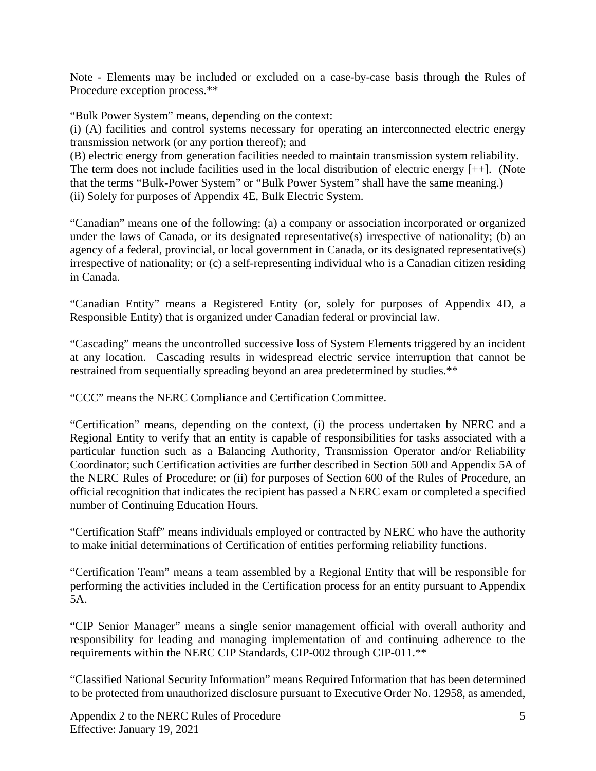Note - Elements may be included or excluded on a case-by-case basis through the Rules of Procedure exception process.**

"Bulk Power System" means, depending on the context:
(i) (A) facilities and control systems necessary for operating an interconnected electric energy transmission network (or any portion thereof); and
(B) electric energy from generation facilities needed to maintain transmission system reliability.
The term does not include facilities used in the local distribution of electric energy [++]. (Note that the terms "Bulk-Power System" or "Bulk Power System" shall have the same meaning.)
(ii) Solely for purposes of Appendix 4E, Bulk Electric System.

"Canadian" means one of the following: (a) a company or association incorporated or organized under the laws of Canada, or its designated representative(s) irrespective of nationality; (b) an agency of a federal, provincial, or local government in Canada, or its designated representative(s) irrespective of nationality; or (c) a self-representing individual who is a Canadian citizen residing in Canada.

"Canadian Entity" means a Registered Entity (or, solely for purposes of Appendix 4D, a Responsible Entity) that is organized under Canadian federal or provincial law.

"Cascading" means the uncontrolled successive loss of System Elements triggered by an incident at any location. Cascading results in widespread electric service interruption that cannot be restrained from sequentially spreading beyond an area predetermined by studies.**

"CCC" means the NERC Compliance and Certification Committee.

"Certification" means, depending on the context, (i) the process undertaken by NERC and a Regional Entity to verify that an entity is capable of responsibilities for tasks associated with a particular function such as a Balancing Authority, Transmission Operator and/or Reliability Coordinator; such Certification activities are further described in Section 500 and Appendix 5A of the NERC Rules of Procedure; or (ii) for purposes of Section 600 of the Rules of Procedure, an official recognition that indicates the recipient has passed a NERC exam or completed a specified number of Continuing Education Hours.

"Certification Staff" means individuals employed or contracted by NERC who have the authority to make initial determinations of Certification of entities performing reliability functions.

"Certification Team" means a team assembled by a Regional Entity that will be responsible for performing the activities included in the Certification process for an entity pursuant to Appendix 5A.

"CIP Senior Manager" means a single senior management official with overall authority and responsibility for leading and managing implementation of and continuing adherence to the requirements within the NERC CIP Standards, CIP-002 through CIP-011.**

"Classified National Security Information" means Required Information that has been determined to be protected from unauthorized disclosure pursuant to Executive Order No. 12958, as amended,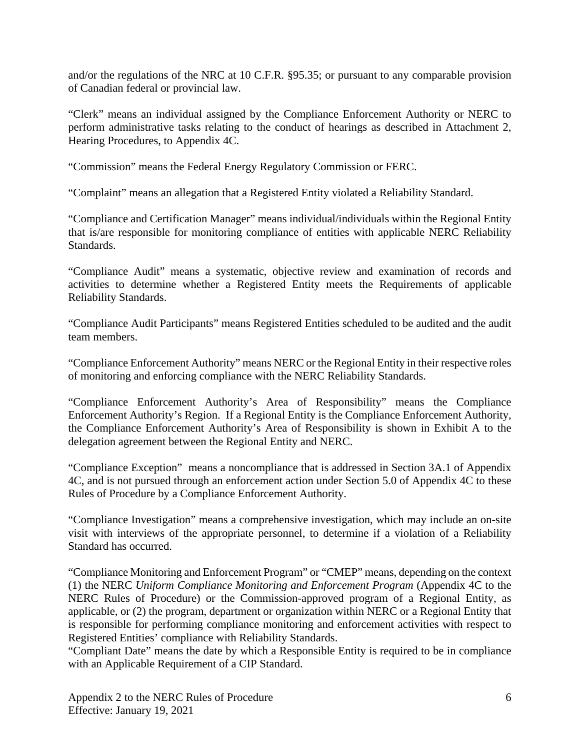and/or the regulations of the NRC at 10 C.F.R. §95.35; or pursuant to any comparable provision of Canadian federal or provincial law.

"Clerk" means an individual assigned by the Compliance Enforcement Authority or NERC to perform administrative tasks relating to the conduct of hearings as described in Attachment 2, Hearing Procedures, to Appendix 4C.

"Commission" means the Federal Energy Regulatory Commission or FERC.

"Complaint" means an allegation that a Registered Entity violated a Reliability Standard.

"Compliance and Certification Manager" means individual/individuals within the Regional Entity that is/are responsible for monitoring compliance of entities with applicable NERC Reliability Standards.

"Compliance Audit" means a systematic, objective review and examination of records and activities to determine whether a Registered Entity meets the Requirements of applicable Reliability Standards.

"Compliance Audit Participants" means Registered Entities scheduled to be audited and the audit team members.

"Compliance Enforcement Authority" means NERC or the Regional Entity in their respective roles of monitoring and enforcing compliance with the NERC Reliability Standards.

"Compliance Enforcement Authority's Area of Responsibility" means the Compliance Enforcement Authority's Region. If a Regional Entity is the Compliance Enforcement Authority, the Compliance Enforcement Authority's Area of Responsibility is shown in Exhibit A to the delegation agreement between the Regional Entity and NERC.

"Compliance Exception" means a noncompliance that is addressed in Section 3A.1 of Appendix 4C, and is not pursued through an enforcement action under Section 5.0 of Appendix 4C to these Rules of Procedure by a Compliance Enforcement Authority.

"Compliance Investigation" means a comprehensive investigation, which may include an on-site visit with interviews of the appropriate personnel, to determine if a violation of a Reliability Standard has occurred.

"Compliance Monitoring and Enforcement Program" or "CMEP" means, depending on the context (1) the NERC *Uniform Compliance Monitoring and Enforcement Program* (Appendix 4C to the NERC Rules of Procedure) or the Commission-approved program of a Regional Entity, as applicable, or (2) the program, department or organization within NERC or a Regional Entity that is responsible for performing compliance monitoring and enforcement activities with respect to Registered Entities' compliance with Reliability Standards.

"Compliant Date" means the date by which a Responsible Entity is required to be in compliance with an Applicable Requirement of a CIP Standard.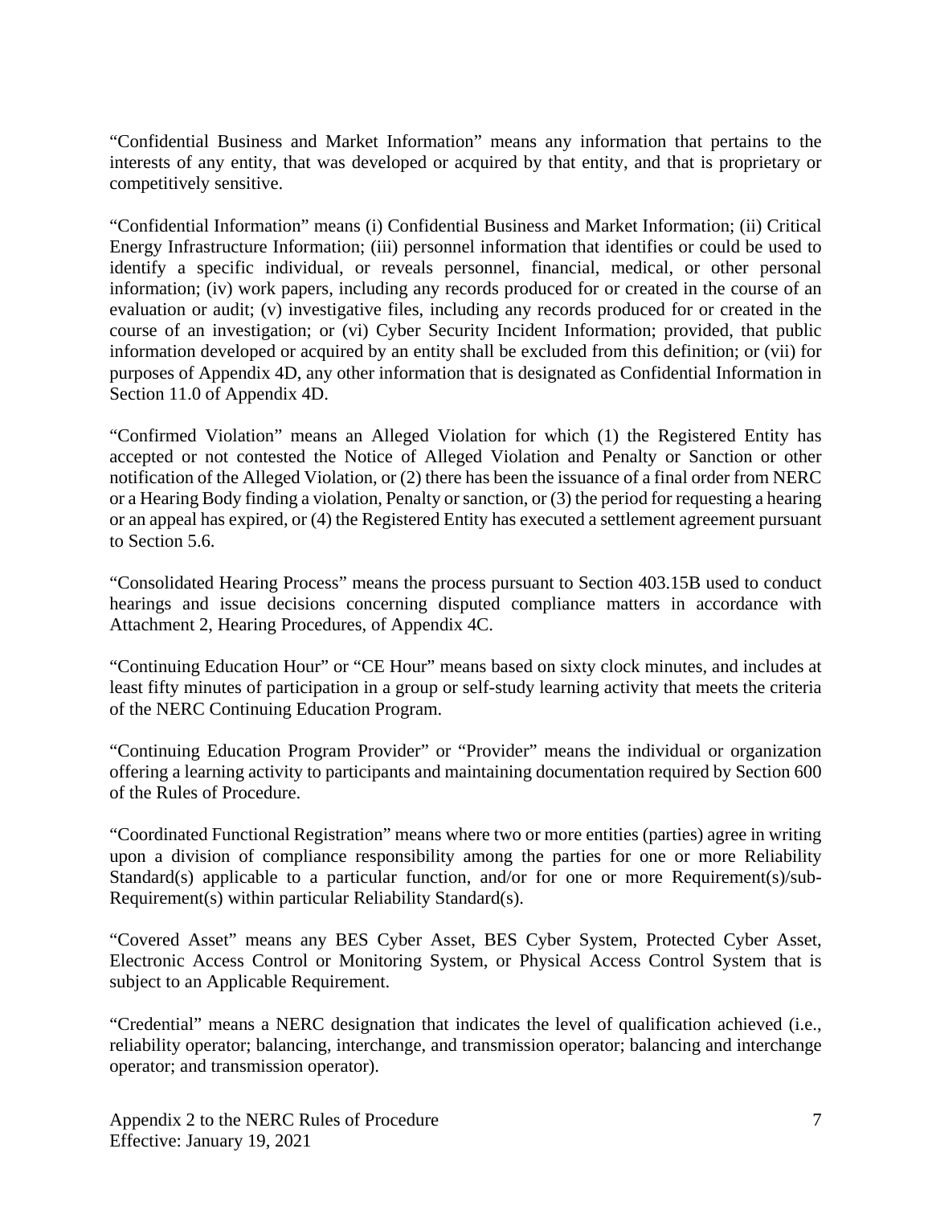"Confidential Business and Market Information" means any information that pertains to the interests of any entity, that was developed or acquired by that entity, and that is proprietary or competitively sensitive.

"Confidential Information" means (i) Confidential Business and Market Information; (ii) Critical Energy Infrastructure Information; (iii) personnel information that identifies or could be used to identify a specific individual, or reveals personnel, financial, medical, or other personal information; (iv) work papers, including any records produced for or created in the course of an evaluation or audit; (v) investigative files, including any records produced for or created in the course of an investigation; or (vi) Cyber Security Incident Information; provided, that public information developed or acquired by an entity shall be excluded from this definition; or (vii) for purposes of Appendix 4D, any other information that is designated as Confidential Information in Section 11.0 of Appendix 4D.

"Confirmed Violation" means an Alleged Violation for which (1) the Registered Entity has accepted or not contested the Notice of Alleged Violation and Penalty or Sanction or other notification of the Alleged Violation, or (2) there has been the issuance of a final order from NERC or a Hearing Body finding a violation, Penalty or sanction, or (3) the period for requesting a hearing or an appeal has expired, or (4) the Registered Entity has executed a settlement agreement pursuant to Section 5.6.

"Consolidated Hearing Process" means the process pursuant to Section 403.15B used to conduct hearings and issue decisions concerning disputed compliance matters in accordance with Attachment 2, Hearing Procedures, of Appendix 4C.

"Continuing Education Hour" or "CE Hour" means based on sixty clock minutes, and includes at least fifty minutes of participation in a group or self-study learning activity that meets the criteria of the NERC Continuing Education Program.

"Continuing Education Program Provider" or "Provider" means the individual or organization offering a learning activity to participants and maintaining documentation required by Section 600 of the Rules of Procedure.

"Coordinated Functional Registration" means where two or more entities (parties) agree in writing upon a division of compliance responsibility among the parties for one or more Reliability Standard(s) applicable to a particular function, and/or for one or more Requirement(s)/sub-Requirement(s) within particular Reliability Standard(s).

"Covered Asset" means any BES Cyber Asset, BES Cyber System, Protected Cyber Asset, Electronic Access Control or Monitoring System, or Physical Access Control System that is subject to an Applicable Requirement.

"Credential" means a NERC designation that indicates the level of qualification achieved (i.e., reliability operator; balancing, interchange, and transmission operator; balancing and interchange operator; and transmission operator).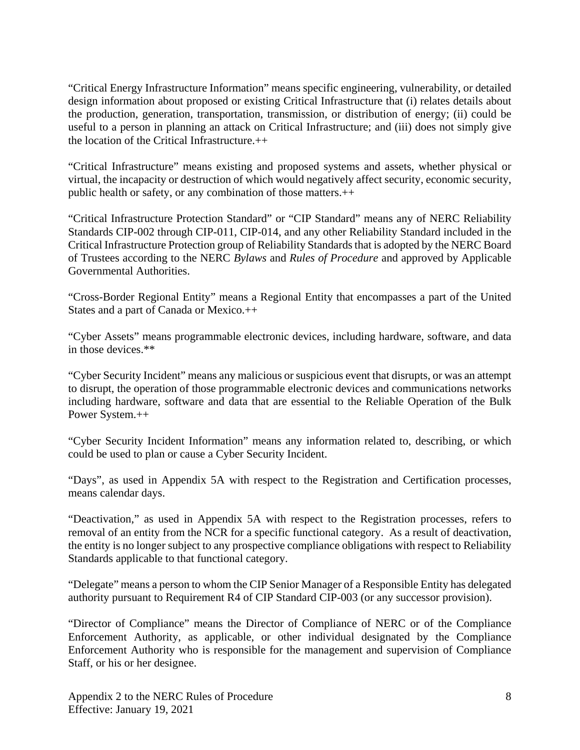"Critical Energy Infrastructure Information" means specific engineering, vulnerability, or detailed design information about proposed or existing Critical Infrastructure that (i) relates details about the production, generation, transportation, transmission, or distribution of energy; (ii) could be useful to a person in planning an attack on Critical Infrastructure; and (iii) does not simply give the location of the Critical Infrastructure.++

"Critical Infrastructure" means existing and proposed systems and assets, whether physical or virtual, the incapacity or destruction of which would negatively affect security, economic security, public health or safety, or any combination of those matters.++

"Critical Infrastructure Protection Standard" or "CIP Standard" means any of NERC Reliability Standards CIP-002 through CIP-011, CIP-014, and any other Reliability Standard included in the Critical Infrastructure Protection group of Reliability Standards that is adopted by the NERC Board of Trustees according to the NERC *Bylaws* and *Rules of Procedure* and approved by Applicable Governmental Authorities.

"Cross-Border Regional Entity" means a Regional Entity that encompasses a part of the United States and a part of Canada or Mexico.++

"Cyber Assets" means programmable electronic devices, including hardware, software, and data in those devices.**

"Cyber Security Incident" means any malicious or suspicious event that disrupts, or was an attempt to disrupt, the operation of those programmable electronic devices and communications networks including hardware, software and data that are essential to the Reliable Operation of the Bulk Power System.++

"Cyber Security Incident Information" means any information related to, describing, or which could be used to plan or cause a Cyber Security Incident.

"Days", as used in Appendix 5A with respect to the Registration and Certification processes, means calendar days.

"Deactivation," as used in Appendix 5A with respect to the Registration processes, refers to removal of an entity from the NCR for a specific functional category. As a result of deactivation, the entity is no longer subject to any prospective compliance obligations with respect to Reliability Standards applicable to that functional category.

"Delegate" means a person to whom the CIP Senior Manager of a Responsible Entity has delegated authority pursuant to Requirement R4 of CIP Standard CIP-003 (or any successor provision).

"Director of Compliance" means the Director of Compliance of NERC or of the Compliance Enforcement Authority, as applicable, or other individual designated by the Compliance Enforcement Authority who is responsible for the management and supervision of Compliance Staff, or his or her designee.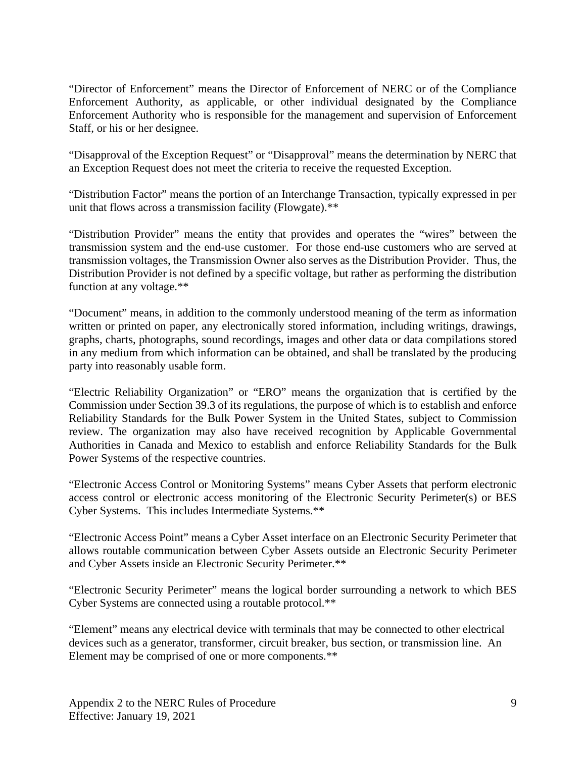"Director of Enforcement" means the Director of Enforcement of NERC or of the Compliance Enforcement Authority, as applicable, or other individual designated by the Compliance Enforcement Authority who is responsible for the management and supervision of Enforcement Staff, or his or her designee.

"Disapproval of the Exception Request" or "Disapproval" means the determination by NERC that an Exception Request does not meet the criteria to receive the requested Exception.

"Distribution Factor" means the portion of an Interchange Transaction, typically expressed in per unit that flows across a transmission facility (Flowgate).**

"Distribution Provider" means the entity that provides and operates the "wires" between the transmission system and the end-use customer. For those end-use customers who are served at transmission voltages, the Transmission Owner also serves as the Distribution Provider. Thus, the Distribution Provider is not defined by a specific voltage, but rather as performing the distribution function at any voltage.**

"Document" means, in addition to the commonly understood meaning of the term as information written or printed on paper, any electronically stored information, including writings, drawings, graphs, charts, photographs, sound recordings, images and other data or data compilations stored in any medium from which information can be obtained, and shall be translated by the producing party into reasonably usable form.

"Electric Reliability Organization" or "ERO" means the organization that is certified by the Commission under Section 39.3 of its regulations, the purpose of which is to establish and enforce Reliability Standards for the Bulk Power System in the United States, subject to Commission review. The organization may also have received recognition by Applicable Governmental Authorities in Canada and Mexico to establish and enforce Reliability Standards for the Bulk Power Systems of the respective countries.

"Electronic Access Control or Monitoring Systems" means Cyber Assets that perform electronic access control or electronic access monitoring of the Electronic Security Perimeter(s) or BES Cyber Systems. This includes Intermediate Systems.**

"Electronic Access Point" means a Cyber Asset interface on an Electronic Security Perimeter that allows routable communication between Cyber Assets outside an Electronic Security Perimeter and Cyber Assets inside an Electronic Security Perimeter.**

"Electronic Security Perimeter" means the logical border surrounding a network to which BES Cyber Systems are connected using a routable protocol.**

"Element" means any electrical device with terminals that may be connected to other electrical devices such as a generator, transformer, circuit breaker, bus section, or transmission line. An Element may be comprised of one or more components.**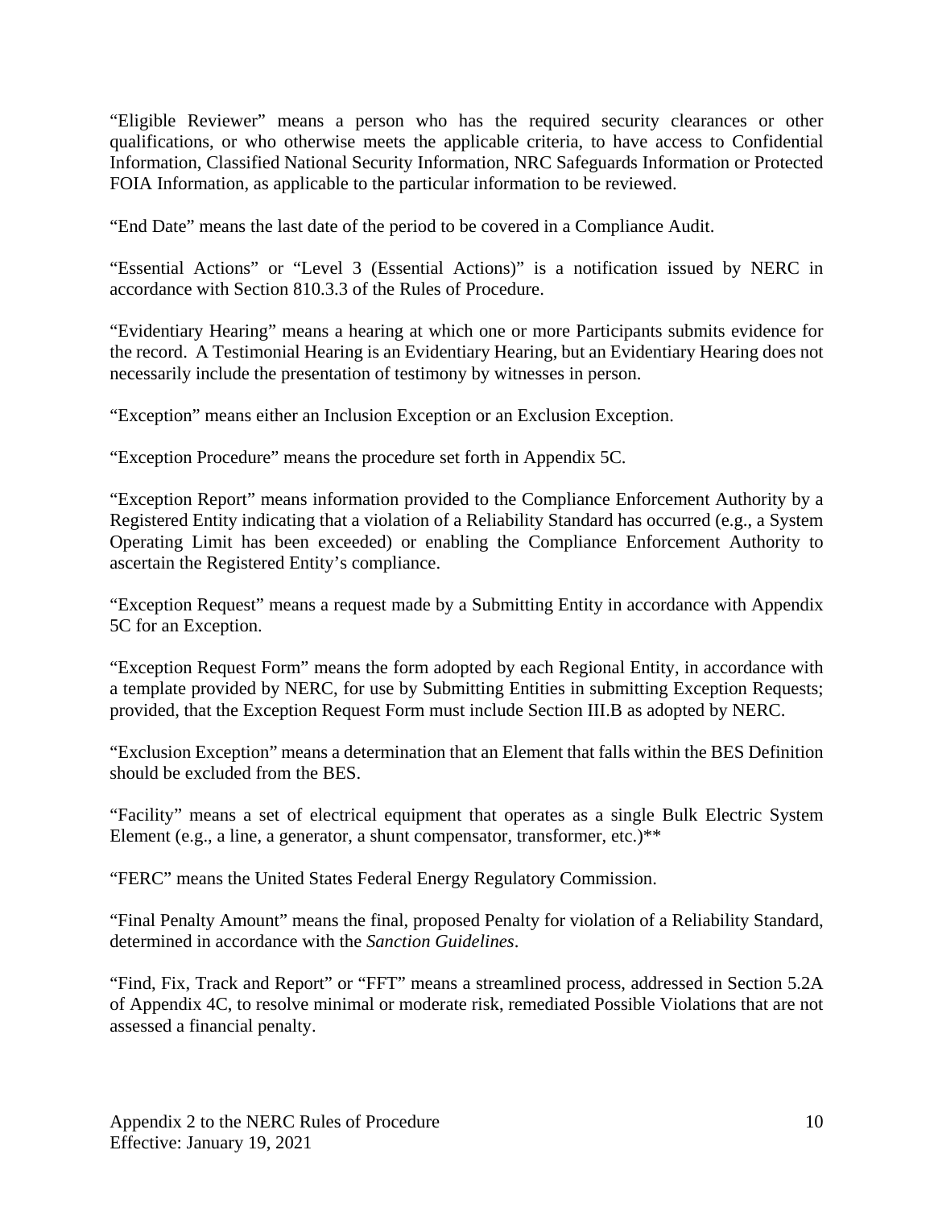"Eligible Reviewer" means a person who has the required security clearances or other qualifications, or who otherwise meets the applicable criteria, to have access to Confidential Information, Classified National Security Information, NRC Safeguards Information or Protected FOIA Information, as applicable to the particular information to be reviewed.

"End Date" means the last date of the period to be covered in a Compliance Audit.

"Essential Actions" or "Level 3 (Essential Actions)" is a notification issued by NERC in accordance with Section 810.3.3 of the Rules of Procedure.

"Evidentiary Hearing" means a hearing at which one or more Participants submits evidence for the record. A Testimonial Hearing is an Evidentiary Hearing, but an Evidentiary Hearing does not necessarily include the presentation of testimony by witnesses in person.

"Exception" means either an Inclusion Exception or an Exclusion Exception.

"Exception Procedure" means the procedure set forth in Appendix 5C.

"Exception Report" means information provided to the Compliance Enforcement Authority by a Registered Entity indicating that a violation of a Reliability Standard has occurred (e.g., a System Operating Limit has been exceeded) or enabling the Compliance Enforcement Authority to ascertain the Registered Entity's compliance.

"Exception Request" means a request made by a Submitting Entity in accordance with Appendix 5C for an Exception.

"Exception Request Form" means the form adopted by each Regional Entity, in accordance with a template provided by NERC, for use by Submitting Entities in submitting Exception Requests; provided, that the Exception Request Form must include Section III.B as adopted by NERC.

"Exclusion Exception" means a determination that an Element that falls within the BES Definition should be excluded from the BES.

"Facility" means a set of electrical equipment that operates as a single Bulk Electric System Element (e.g., a line, a generator, a shunt compensator, transformer, etc.)**

"FERC" means the United States Federal Energy Regulatory Commission.

"Final Penalty Amount" means the final, proposed Penalty for violation of a Reliability Standard, determined in accordance with the *Sanction Guidelines*.

"Find, Fix, Track and Report" or "FFT" means a streamlined process, addressed in Section 5.2A of Appendix 4C, to resolve minimal or moderate risk, remediated Possible Violations that are not assessed a financial penalty.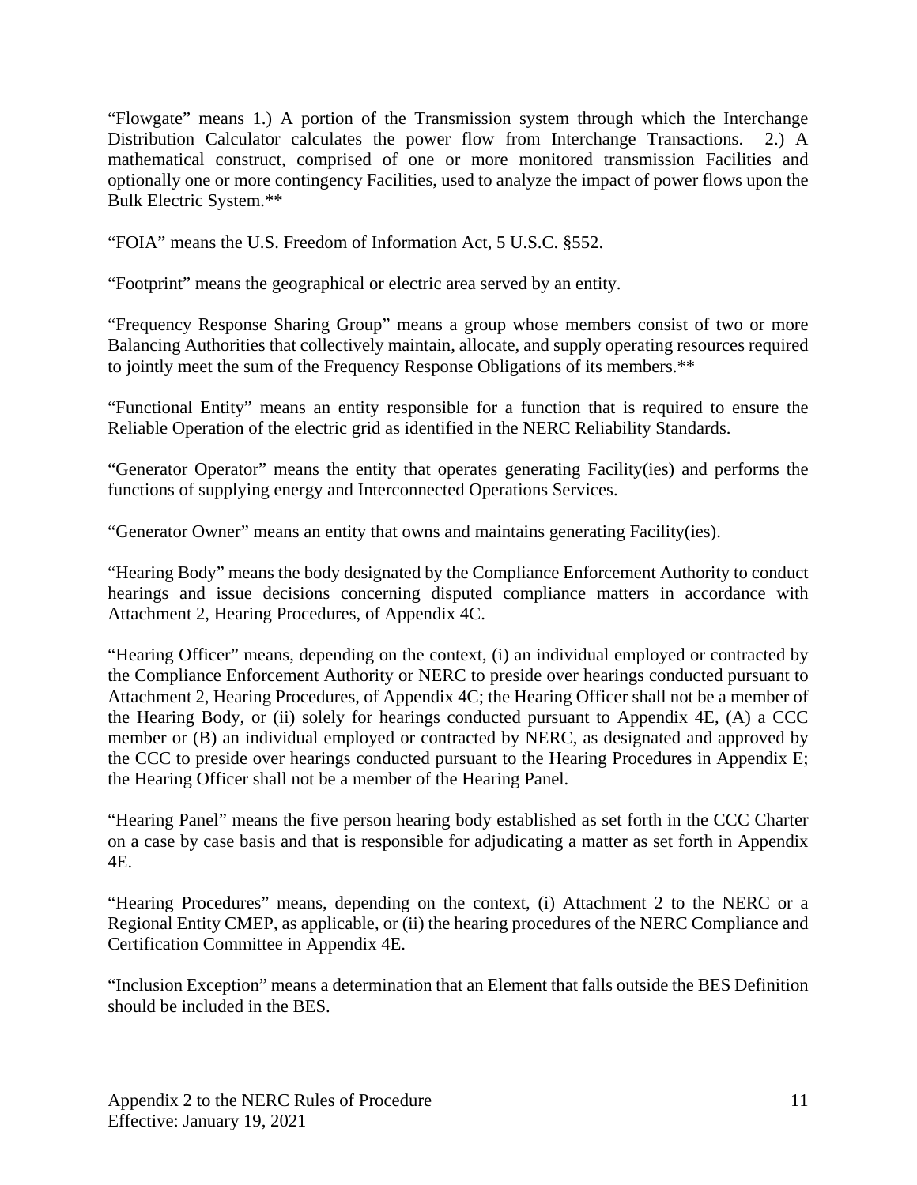"Flowgate" means 1.) A portion of the Transmission system through which the Interchange Distribution Calculator calculates the power flow from Interchange Transactions. 2.) A mathematical construct, comprised of one or more monitored transmission Facilities and optionally one or more contingency Facilities, used to analyze the impact of power flows upon the Bulk Electric System.**

"FOIA" means the U.S. Freedom of Information Act, 5 U.S.C. §552.

"Footprint" means the geographical or electric area served by an entity.

"Frequency Response Sharing Group" means a group whose members consist of two or more Balancing Authorities that collectively maintain, allocate, and supply operating resources required to jointly meet the sum of the Frequency Response Obligations of its members.**

"Functional Entity" means an entity responsible for a function that is required to ensure the Reliable Operation of the electric grid as identified in the NERC Reliability Standards.

"Generator Operator" means the entity that operates generating Facility(ies) and performs the functions of supplying energy and Interconnected Operations Services.

"Generator Owner" means an entity that owns and maintains generating Facility(ies).

"Hearing Body" means the body designated by the Compliance Enforcement Authority to conduct hearings and issue decisions concerning disputed compliance matters in accordance with Attachment 2, Hearing Procedures, of Appendix 4C.

"Hearing Officer" means, depending on the context, (i) an individual employed or contracted by the Compliance Enforcement Authority or NERC to preside over hearings conducted pursuant to Attachment 2, Hearing Procedures, of Appendix 4C; the Hearing Officer shall not be a member of the Hearing Body, or (ii) solely for hearings conducted pursuant to Appendix 4E, (A) a CCC member or (B) an individual employed or contracted by NERC, as designated and approved by the CCC to preside over hearings conducted pursuant to the Hearing Procedures in Appendix E; the Hearing Officer shall not be a member of the Hearing Panel.

"Hearing Panel" means the five person hearing body established as set forth in the CCC Charter on a case by case basis and that is responsible for adjudicating a matter as set forth in Appendix 4E.

"Hearing Procedures" means, depending on the context, (i) Attachment 2 to the NERC or a Regional Entity CMEP, as applicable, or (ii) the hearing procedures of the NERC Compliance and Certification Committee in Appendix 4E.

"Inclusion Exception" means a determination that an Element that falls outside the BES Definition should be included in the BES.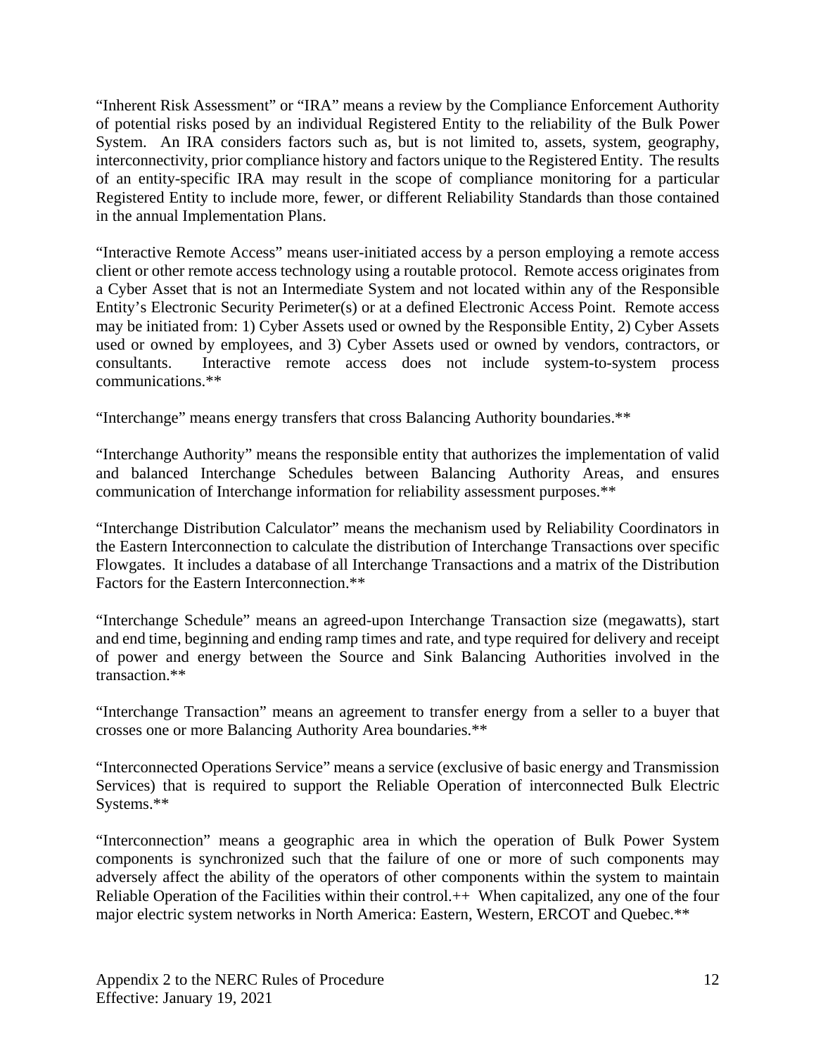"Inherent Risk Assessment" or "IRA" means a review by the Compliance Enforcement Authority of potential risks posed by an individual Registered Entity to the reliability of the Bulk Power System. An IRA considers factors such as, but is not limited to, assets, system, geography, interconnectivity, prior compliance history and factors unique to the Registered Entity. The results of an entity-specific IRA may result in the scope of compliance monitoring for a particular Registered Entity to include more, fewer, or different Reliability Standards than those contained in the annual Implementation Plans.

"Interactive Remote Access" means user-initiated access by a person employing a remote access client or other remote access technology using a routable protocol. Remote access originates from a Cyber Asset that is not an Intermediate System and not located within any of the Responsible Entity's Electronic Security Perimeter(s) or at a defined Electronic Access Point. Remote access may be initiated from: 1) Cyber Assets used or owned by the Responsible Entity, 2) Cyber Assets used or owned by employees, and 3) Cyber Assets used or owned by vendors, contractors, or consultants. Interactive remote access does not include system-to-system process communications.**

"Interchange" means energy transfers that cross Balancing Authority boundaries.**

"Interchange Authority" means the responsible entity that authorizes the implementation of valid and balanced Interchange Schedules between Balancing Authority Areas, and ensures communication of Interchange information for reliability assessment purposes.**

"Interchange Distribution Calculator" means the mechanism used by Reliability Coordinators in the Eastern Interconnection to calculate the distribution of Interchange Transactions over specific Flowgates. It includes a database of all Interchange Transactions and a matrix of the Distribution Factors for the Eastern Interconnection.**

"Interchange Schedule" means an agreed-upon Interchange Transaction size (megawatts), start and end time, beginning and ending ramp times and rate, and type required for delivery and receipt of power and energy between the Source and Sink Balancing Authorities involved in the transaction.**

"Interchange Transaction" means an agreement to transfer energy from a seller to a buyer that crosses one or more Balancing Authority Area boundaries.**

"Interconnected Operations Service" means a service (exclusive of basic energy and Transmission Services) that is required to support the Reliable Operation of interconnected Bulk Electric Systems.**

"Interconnection" means a geographic area in which the operation of Bulk Power System components is synchronized such that the failure of one or more of such components may adversely affect the ability of the operators of other components within the system to maintain Reliable Operation of the Facilities within their control.++ When capitalized, any one of the four major electric system networks in North America: Eastern, Western, ERCOT and Quebec.**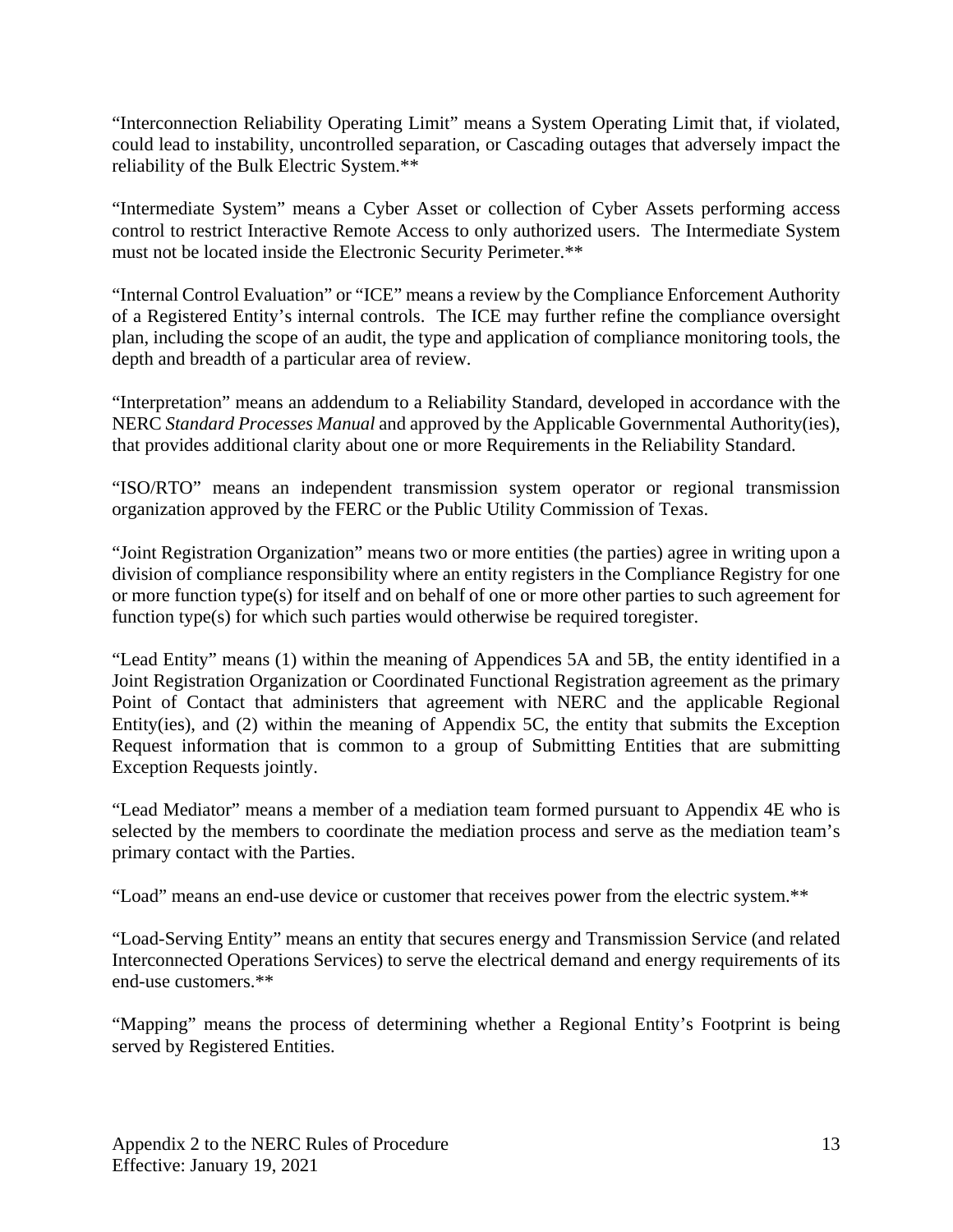"Interconnection Reliability Operating Limit" means a System Operating Limit that, if violated, could lead to instability, uncontrolled separation, or Cascading outages that adversely impact the reliability of the Bulk Electric System.**

"Intermediate System" means a Cyber Asset or collection of Cyber Assets performing access control to restrict Interactive Remote Access to only authorized users. The Intermediate System must not be located inside the Electronic Security Perimeter.**

"Internal Control Evaluation" or "ICE" means a review by the Compliance Enforcement Authority of a Registered Entity's internal controls. The ICE may further refine the compliance oversight plan, including the scope of an audit, the type and application of compliance monitoring tools, the depth and breadth of a particular area of review.

"Interpretation" means an addendum to a Reliability Standard, developed in accordance with the NERC *Standard Processes Manual* and approved by the Applicable Governmental Authority(ies), that provides additional clarity about one or more Requirements in the Reliability Standard.

"ISO/RTO" means an independent transmission system operator or regional transmission organization approved by the FERC or the Public Utility Commission of Texas.

"Joint Registration Organization" means two or more entities (the parties) agree in writing upon a division of compliance responsibility where an entity registers in the Compliance Registry for one or more function type(s) for itself and on behalf of one or more other parties to such agreement for function type(s) for which such parties would otherwise be required toregister.

"Lead Entity" means (1) within the meaning of Appendices 5A and 5B, the entity identified in a Joint Registration Organization or Coordinated Functional Registration agreement as the primary Point of Contact that administers that agreement with NERC and the applicable Regional Entity(ies), and (2) within the meaning of Appendix 5C, the entity that submits the Exception Request information that is common to a group of Submitting Entities that are submitting Exception Requests jointly.

"Lead Mediator" means a member of a mediation team formed pursuant to Appendix 4E who is selected by the members to coordinate the mediation process and serve as the mediation team's primary contact with the Parties.

"Load" means an end-use device or customer that receives power from the electric system.**

"Load-Serving Entity" means an entity that secures energy and Transmission Service (and related Interconnected Operations Services) to serve the electrical demand and energy requirements of its end-use customers.**

"Mapping" means the process of determining whether a Regional Entity's Footprint is being served by Registered Entities.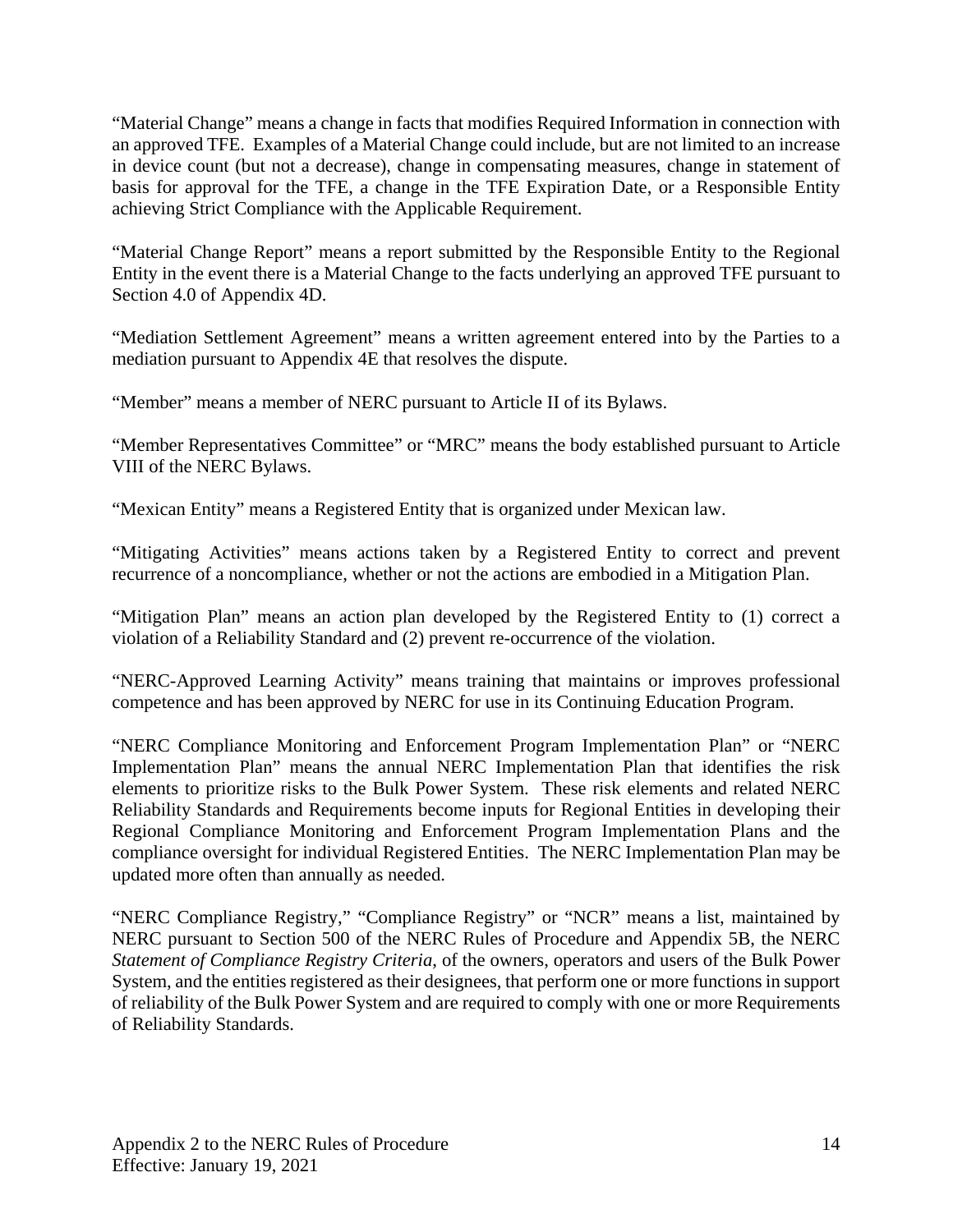"Material Change" means a change in facts that modifies Required Information in connection with an approved TFE. Examples of a Material Change could include, but are not limited to an increase in device count (but not a decrease), change in compensating measures, change in statement of basis for approval for the TFE, a change in the TFE Expiration Date, or a Responsible Entity achieving Strict Compliance with the Applicable Requirement.

"Material Change Report" means a report submitted by the Responsible Entity to the Regional Entity in the event there is a Material Change to the facts underlying an approved TFE pursuant to Section 4.0 of Appendix 4D.

"Mediation Settlement Agreement" means a written agreement entered into by the Parties to a mediation pursuant to Appendix 4E that resolves the dispute.

"Member" means a member of NERC pursuant to Article II of its Bylaws.

"Member Representatives Committee" or "MRC" means the body established pursuant to Article VIII of the NERC Bylaws.

"Mexican Entity" means a Registered Entity that is organized under Mexican law.

"Mitigating Activities" means actions taken by a Registered Entity to correct and prevent recurrence of a noncompliance, whether or not the actions are embodied in a Mitigation Plan.

"Mitigation Plan" means an action plan developed by the Registered Entity to (1) correct a violation of a Reliability Standard and (2) prevent re-occurrence of the violation.

"NERC-Approved Learning Activity" means training that maintains or improves professional competence and has been approved by NERC for use in its Continuing Education Program.

"NERC Compliance Monitoring and Enforcement Program Implementation Plan" or "NERC Implementation Plan" means the annual NERC Implementation Plan that identifies the risk elements to prioritize risks to the Bulk Power System. These risk elements and related NERC Reliability Standards and Requirements become inputs for Regional Entities in developing their Regional Compliance Monitoring and Enforcement Program Implementation Plans and the compliance oversight for individual Registered Entities. The NERC Implementation Plan may be updated more often than annually as needed.

"NERC Compliance Registry," "Compliance Registry" or "NCR" means a list, maintained by NERC pursuant to Section 500 of the NERC Rules of Procedure and Appendix 5B, the NERC *Statement of Compliance Registry Criteria*, of the owners, operators and users of the Bulk Power System, and the entities registered as their designees, that perform one or more functions in support of reliability of the Bulk Power System and are required to comply with one or more Requirements of Reliability Standards.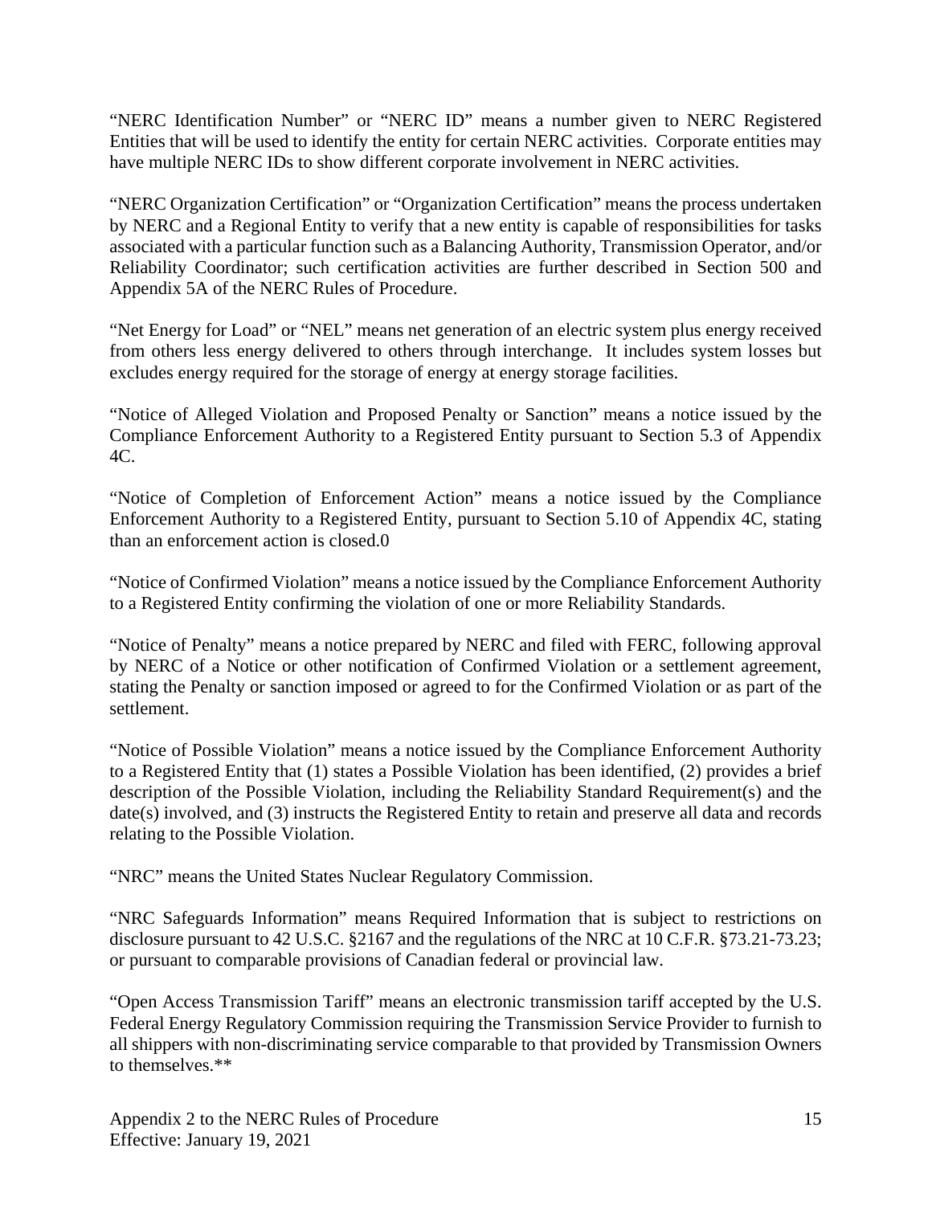"NERC Identification Number" or "NERC ID" means a number given to NERC Registered Entities that will be used to identify the entity for certain NERC activities. Corporate entities may have multiple NERC IDs to show different corporate involvement in NERC activities.

"NERC Organization Certification" or "Organization Certification" means the process undertaken by NERC and a Regional Entity to verify that a new entity is capable of responsibilities for tasks associated with a particular function such as a Balancing Authority, Transmission Operator, and/or Reliability Coordinator; such certification activities are further described in Section 500 and Appendix 5A of the NERC Rules of Procedure.

"Net Energy for Load" or "NEL" means net generation of an electric system plus energy received from others less energy delivered to others through interchange. It includes system losses but excludes energy required for the storage of energy at energy storage facilities.

"Notice of Alleged Violation and Proposed Penalty or Sanction" means a notice issued by the Compliance Enforcement Authority to a Registered Entity pursuant to Section 5.3 of Appendix 4C.

"Notice of Completion of Enforcement Action" means a notice issued by the Compliance Enforcement Authority to a Registered Entity, pursuant to Section 5.10 of Appendix 4C, stating than an enforcement action is closed.0

"Notice of Confirmed Violation" means a notice issued by the Compliance Enforcement Authority to a Registered Entity confirming the violation of one or more Reliability Standards.

"Notice of Penalty" means a notice prepared by NERC and filed with FERC, following approval by NERC of a Notice or other notification of Confirmed Violation or a settlement agreement, stating the Penalty or sanction imposed or agreed to for the Confirmed Violation or as part of the settlement.

"Notice of Possible Violation" means a notice issued by the Compliance Enforcement Authority to a Registered Entity that (1) states a Possible Violation has been identified, (2) provides a brief description of the Possible Violation, including the Reliability Standard Requirement(s) and the date(s) involved, and (3) instructs the Registered Entity to retain and preserve all data and records relating to the Possible Violation.

"NRC" means the United States Nuclear Regulatory Commission.

"NRC Safeguards Information" means Required Information that is subject to restrictions on disclosure pursuant to 42 U.S.C. §2167 and the regulations of the NRC at 10 C.F.R. §73.21-73.23; or pursuant to comparable provisions of Canadian federal or provincial law.

"Open Access Transmission Tariff" means an electronic transmission tariff accepted by the U.S. Federal Energy Regulatory Commission requiring the Transmission Service Provider to furnish to all shippers with non-discriminating service comparable to that provided by Transmission Owners to themselves.**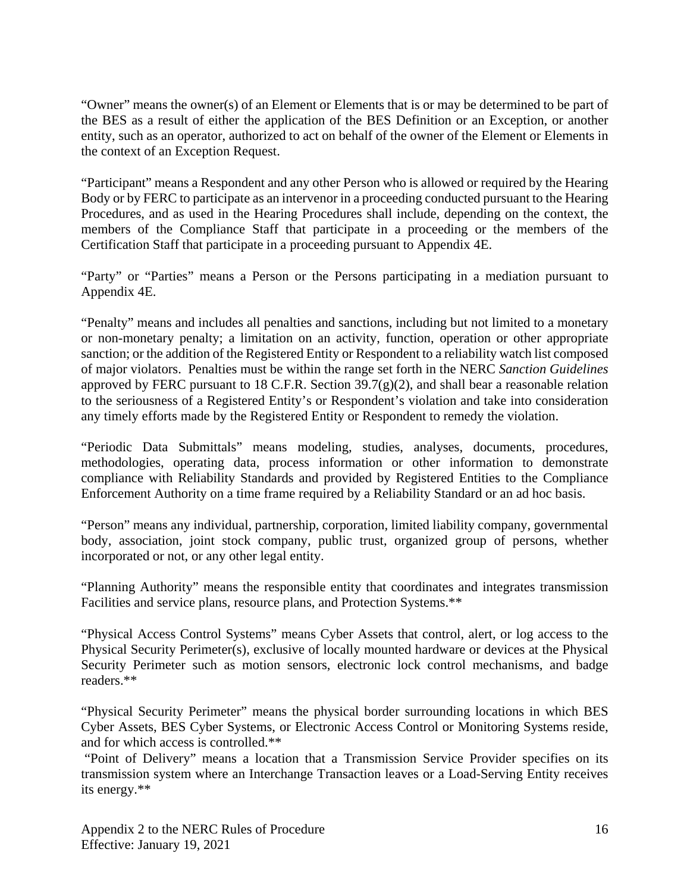"Owner" means the owner(s) of an Element or Elements that is or may be determined to be part of the BES as a result of either the application of the BES Definition or an Exception, or another entity, such as an operator, authorized to act on behalf of the owner of the Element or Elements in the context of an Exception Request.

"Participant" means a Respondent and any other Person who is allowed or required by the Hearing Body or by FERC to participate as an intervenor in a proceeding conducted pursuant to the Hearing Procedures, and as used in the Hearing Procedures shall include, depending on the context, the members of the Compliance Staff that participate in a proceeding or the members of the Certification Staff that participate in a proceeding pursuant to Appendix 4E.

"Party" or "Parties" means a Person or the Persons participating in a mediation pursuant to Appendix 4E.

"Penalty" means and includes all penalties and sanctions, including but not limited to a monetary or non-monetary penalty; a limitation on an activity, function, operation or other appropriate sanction; or the addition of the Registered Entity or Respondent to a reliability watch list composed of major violators. Penalties must be within the range set forth in the NERC *Sanction Guidelines* approved by FERC pursuant to 18 C.F.R. Section 39.7(g)(2), and shall bear a reasonable relation to the seriousness of a Registered Entity's or Respondent's violation and take into consideration any timely efforts made by the Registered Entity or Respondent to remedy the violation.

"Periodic Data Submittals" means modeling, studies, analyses, documents, procedures, methodologies, operating data, process information or other information to demonstrate compliance with Reliability Standards and provided by Registered Entities to the Compliance Enforcement Authority on a time frame required by a Reliability Standard or an ad hoc basis.

"Person" means any individual, partnership, corporation, limited liability company, governmental body, association, joint stock company, public trust, organized group of persons, whether incorporated or not, or any other legal entity.

"Planning Authority" means the responsible entity that coordinates and integrates transmission Facilities and service plans, resource plans, and Protection Systems.**

"Physical Access Control Systems" means Cyber Assets that control, alert, or log access to the Physical Security Perimeter(s), exclusive of locally mounted hardware or devices at the Physical Security Perimeter such as motion sensors, electronic lock control mechanisms, and badge readers.**

"Physical Security Perimeter" means the physical border surrounding locations in which BES Cyber Assets, BES Cyber Systems, or Electronic Access Control or Monitoring Systems reside, and for which access is controlled.**

"Point of Delivery" means a location that a Transmission Service Provider specifies on its transmission system where an Interchange Transaction leaves or a Load-Serving Entity receives its energy.**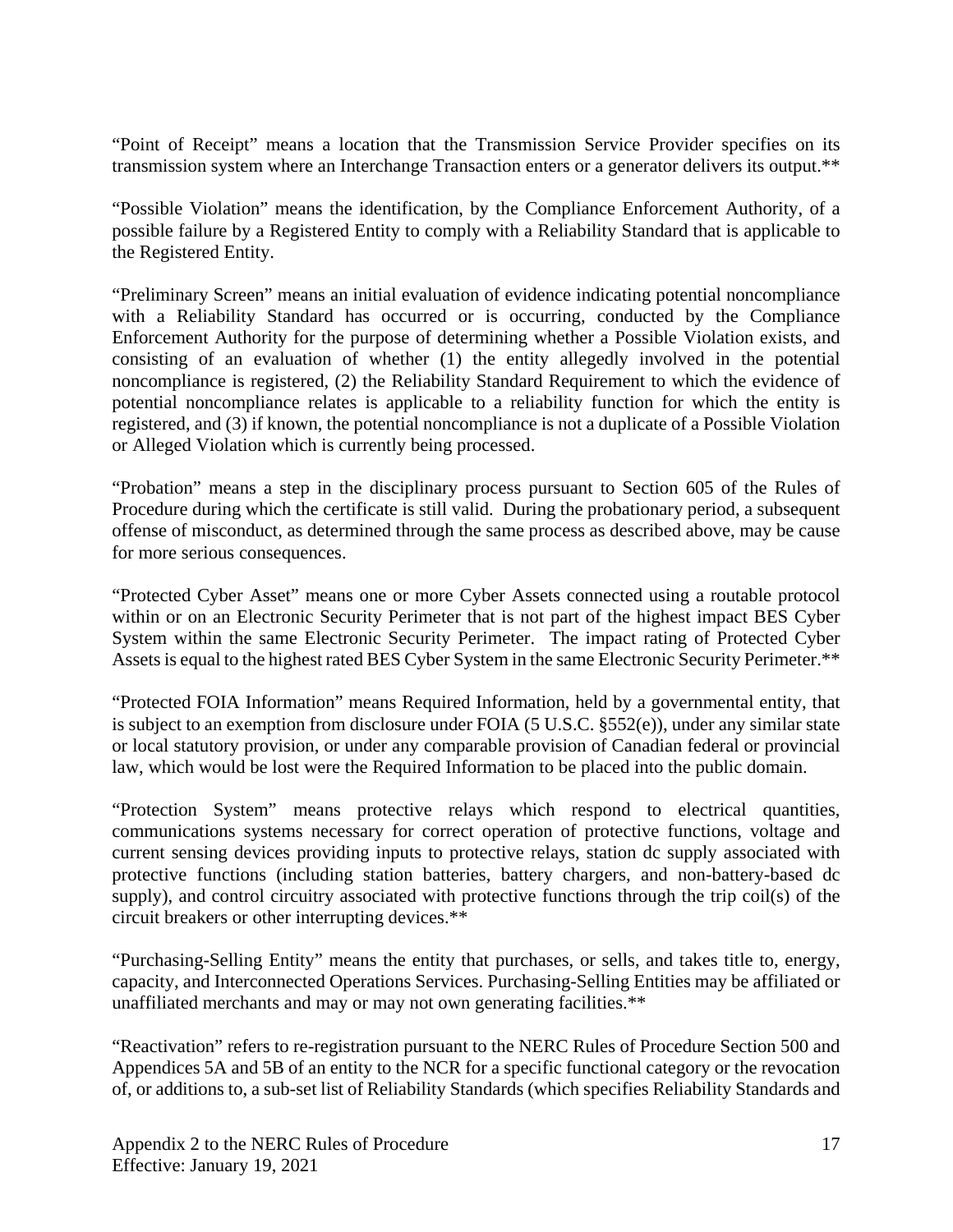"Point of Receipt" means a location that the Transmission Service Provider specifies on its transmission system where an Interchange Transaction enters or a generator delivers its output.**

"Possible Violation" means the identification, by the Compliance Enforcement Authority, of a possible failure by a Registered Entity to comply with a Reliability Standard that is applicable to the Registered Entity.

"Preliminary Screen" means an initial evaluation of evidence indicating potential noncompliance with a Reliability Standard has occurred or is occurring, conducted by the Compliance Enforcement Authority for the purpose of determining whether a Possible Violation exists, and consisting of an evaluation of whether (1) the entity allegedly involved in the potential noncompliance is registered, (2) the Reliability Standard Requirement to which the evidence of potential noncompliance relates is applicable to a reliability function for which the entity is registered, and (3) if known, the potential noncompliance is not a duplicate of a Possible Violation or Alleged Violation which is currently being processed.

"Probation" means a step in the disciplinary process pursuant to Section 605 of the Rules of Procedure during which the certificate is still valid. During the probationary period, a subsequent offense of misconduct, as determined through the same process as described above, may be cause for more serious consequences.

"Protected Cyber Asset" means one or more Cyber Assets connected using a routable protocol within or on an Electronic Security Perimeter that is not part of the highest impact BES Cyber System within the same Electronic Security Perimeter. The impact rating of Protected Cyber Assets is equal to the highest rated BES Cyber System in the same Electronic Security Perimeter.**

"Protected FOIA Information" means Required Information, held by a governmental entity, that is subject to an exemption from disclosure under FOIA (5 U.S.C. §552(e)), under any similar state or local statutory provision, or under any comparable provision of Canadian federal or provincial law, which would be lost were the Required Information to be placed into the public domain.

"Protection System" means protective relays which respond to electrical quantities, communications systems necessary for correct operation of protective functions, voltage and current sensing devices providing inputs to protective relays, station dc supply associated with protective functions (including station batteries, battery chargers, and non-battery-based dc supply), and control circuitry associated with protective functions through the trip coil(s) of the circuit breakers or other interrupting devices.**

"Purchasing-Selling Entity" means the entity that purchases, or sells, and takes title to, energy, capacity, and Interconnected Operations Services. Purchasing-Selling Entities may be affiliated or unaffiliated merchants and may or may not own generating facilities.**

"Reactivation" refers to re-registration pursuant to the NERC Rules of Procedure Section 500 and Appendices 5A and 5B of an entity to the NCR for a specific functional category or the revocation of, or additions to, a sub-set list of Reliability Standards (which specifies Reliability Standards and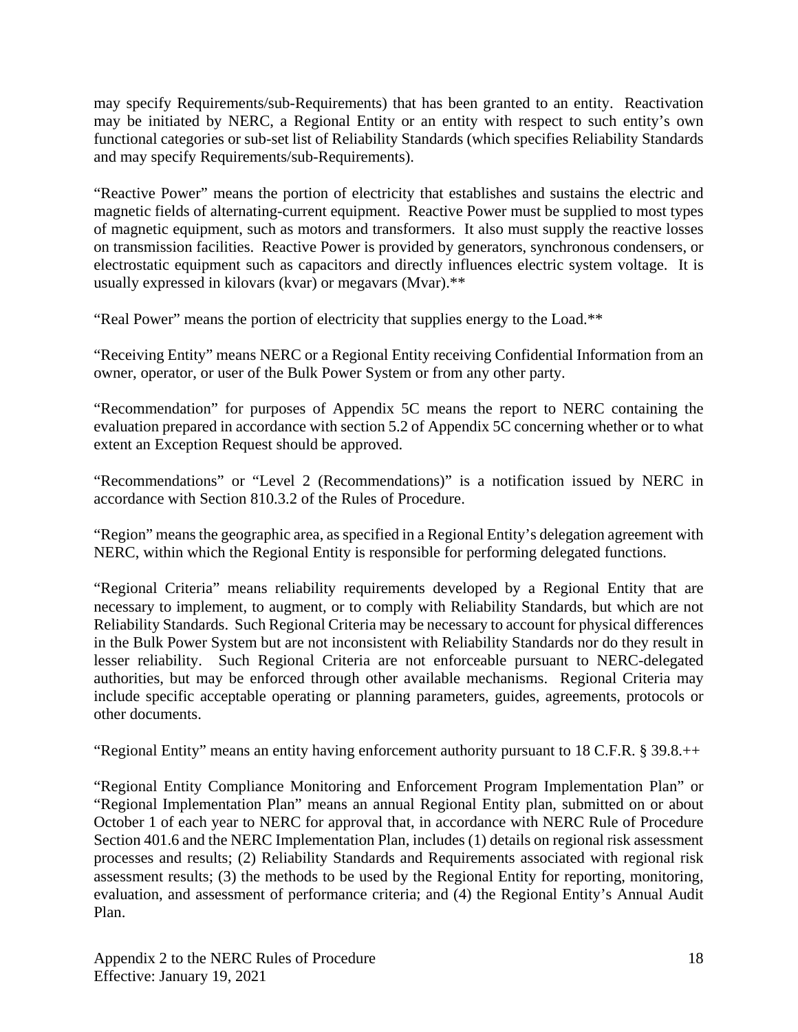may specify Requirements/sub-Requirements) that has been granted to an entity. Reactivation may be initiated by NERC, a Regional Entity or an entity with respect to such entity's own functional categories or sub-set list of Reliability Standards (which specifies Reliability Standards and may specify Requirements/sub-Requirements).

"Reactive Power" means the portion of electricity that establishes and sustains the electric and magnetic fields of alternating-current equipment. Reactive Power must be supplied to most types of magnetic equipment, such as motors and transformers. It also must supply the reactive losses on transmission facilities. Reactive Power is provided by generators, synchronous condensers, or electrostatic equipment such as capacitors and directly influences electric system voltage. It is usually expressed in kilovars (kvar) or megavars (Mvar).**

"Real Power" means the portion of electricity that supplies energy to the Load.**

"Receiving Entity" means NERC or a Regional Entity receiving Confidential Information from an owner, operator, or user of the Bulk Power System or from any other party.

"Recommendation" for purposes of Appendix 5C means the report to NERC containing the evaluation prepared in accordance with section 5.2 of Appendix 5C concerning whether or to what extent an Exception Request should be approved.

"Recommendations" or "Level 2 (Recommendations)" is a notification issued by NERC in accordance with Section 810.3.2 of the Rules of Procedure.

"Region" means the geographic area, as specified in a Regional Entity's delegation agreement with NERC, within which the Regional Entity is responsible for performing delegated functions.

"Regional Criteria" means reliability requirements developed by a Regional Entity that are necessary to implement, to augment, or to comply with Reliability Standards, but which are not Reliability Standards. Such Regional Criteria may be necessary to account for physical differences in the Bulk Power System but are not inconsistent with Reliability Standards nor do they result in lesser reliability. Such Regional Criteria are not enforceable pursuant to NERC-delegated authorities, but may be enforced through other available mechanisms. Regional Criteria may include specific acceptable operating or planning parameters, guides, agreements, protocols or other documents.

"Regional Entity" means an entity having enforcement authority pursuant to 18 C.F.R. § 39.8.++

"Regional Entity Compliance Monitoring and Enforcement Program Implementation Plan" or "Regional Implementation Plan" means an annual Regional Entity plan, submitted on or about October 1 of each year to NERC for approval that, in accordance with NERC Rule of Procedure Section 401.6 and the NERC Implementation Plan, includes (1) details on regional risk assessment processes and results; (2) Reliability Standards and Requirements associated with regional risk assessment results; (3) the methods to be used by the Regional Entity for reporting, monitoring, evaluation, and assessment of performance criteria; and (4) the Regional Entity's Annual Audit Plan.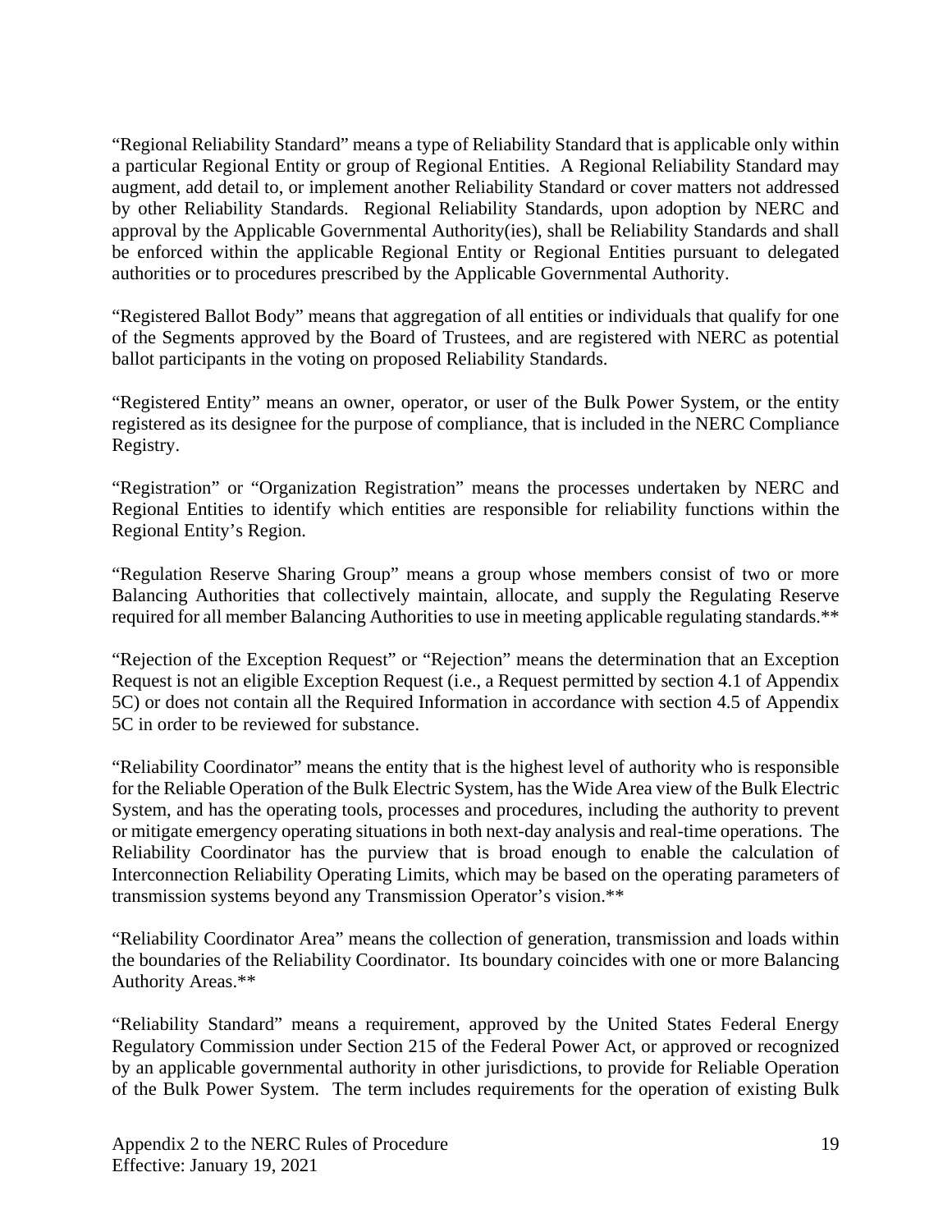"Regional Reliability Standard" means a type of Reliability Standard that is applicable only within a particular Regional Entity or group of Regional Entities. A Regional Reliability Standard may augment, add detail to, or implement another Reliability Standard or cover matters not addressed by other Reliability Standards. Regional Reliability Standards, upon adoption by NERC and approval by the Applicable Governmental Authority(ies), shall be Reliability Standards and shall be enforced within the applicable Regional Entity or Regional Entities pursuant to delegated authorities or to procedures prescribed by the Applicable Governmental Authority.

"Registered Ballot Body" means that aggregation of all entities or individuals that qualify for one of the Segments approved by the Board of Trustees, and are registered with NERC as potential ballot participants in the voting on proposed Reliability Standards.

"Registered Entity" means an owner, operator, or user of the Bulk Power System, or the entity registered as its designee for the purpose of compliance, that is included in the NERC Compliance Registry.

"Registration" or "Organization Registration" means the processes undertaken by NERC and Regional Entities to identify which entities are responsible for reliability functions within the Regional Entity's Region.

"Regulation Reserve Sharing Group" means a group whose members consist of two or more Balancing Authorities that collectively maintain, allocate, and supply the Regulating Reserve required for all member Balancing Authorities to use in meeting applicable regulating standards.**

"Rejection of the Exception Request" or "Rejection" means the determination that an Exception Request is not an eligible Exception Request (i.e., a Request permitted by section 4.1 of Appendix 5C) or does not contain all the Required Information in accordance with section 4.5 of Appendix 5C in order to be reviewed for substance.

"Reliability Coordinator" means the entity that is the highest level of authority who is responsible for the Reliable Operation of the Bulk Electric System, has the Wide Area view of the Bulk Electric System, and has the operating tools, processes and procedures, including the authority to prevent or mitigate emergency operating situations in both next-day analysis and real-time operations. The Reliability Coordinator has the purview that is broad enough to enable the calculation of Interconnection Reliability Operating Limits, which may be based on the operating parameters of transmission systems beyond any Transmission Operator's vision.**

"Reliability Coordinator Area" means the collection of generation, transmission and loads within the boundaries of the Reliability Coordinator. Its boundary coincides with one or more Balancing Authority Areas.**

"Reliability Standard" means a requirement, approved by the United States Federal Energy Regulatory Commission under Section 215 of the Federal Power Act, or approved or recognized by an applicable governmental authority in other jurisdictions, to provide for Reliable Operation of the Bulk Power System. The term includes requirements for the operation of existing Bulk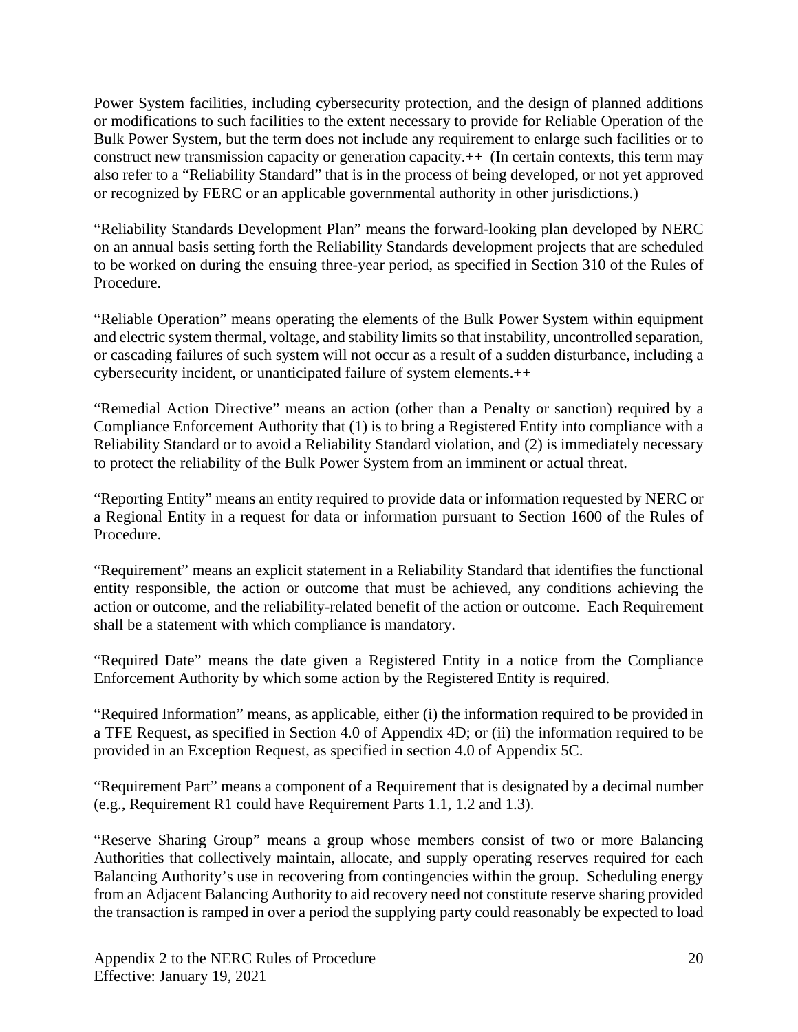Power System facilities, including cybersecurity protection, and the design of planned additions or modifications to such facilities to the extent necessary to provide for Reliable Operation of the Bulk Power System, but the term does not include any requirement to enlarge such facilities or to construct new transmission capacity or generation capacity.++ (In certain contexts, this term may also refer to a "Reliability Standard" that is in the process of being developed, or not yet approved or recognized by FERC or an applicable governmental authority in other jurisdictions.)

"Reliability Standards Development Plan" means the forward-looking plan developed by NERC on an annual basis setting forth the Reliability Standards development projects that are scheduled to be worked on during the ensuing three-year period, as specified in Section 310 of the Rules of Procedure.

"Reliable Operation" means operating the elements of the Bulk Power System within equipment and electric system thermal, voltage, and stability limits so that instability, uncontrolled separation, or cascading failures of such system will not occur as a result of a sudden disturbance, including a cybersecurity incident, or unanticipated failure of system elements.++

"Remedial Action Directive" means an action (other than a Penalty or sanction) required by a Compliance Enforcement Authority that (1) is to bring a Registered Entity into compliance with a Reliability Standard or to avoid a Reliability Standard violation, and (2) is immediately necessary to protect the reliability of the Bulk Power System from an imminent or actual threat.

"Reporting Entity" means an entity required to provide data or information requested by NERC or a Regional Entity in a request for data or information pursuant to Section 1600 of the Rules of Procedure.

"Requirement" means an explicit statement in a Reliability Standard that identifies the functional entity responsible, the action or outcome that must be achieved, any conditions achieving the action or outcome, and the reliability-related benefit of the action or outcome. Each Requirement shall be a statement with which compliance is mandatory.

"Required Date" means the date given a Registered Entity in a notice from the Compliance Enforcement Authority by which some action by the Registered Entity is required.

"Required Information" means, as applicable, either (i) the information required to be provided in a TFE Request, as specified in Section 4.0 of Appendix 4D; or (ii) the information required to be provided in an Exception Request, as specified in section 4.0 of Appendix 5C.

"Requirement Part" means a component of a Requirement that is designated by a decimal number (e.g., Requirement R1 could have Requirement Parts 1.1, 1.2 and 1.3).

"Reserve Sharing Group" means a group whose members consist of two or more Balancing Authorities that collectively maintain, allocate, and supply operating reserves required for each Balancing Authority's use in recovering from contingencies within the group. Scheduling energy from an Adjacent Balancing Authority to aid recovery need not constitute reserve sharing provided the transaction is ramped in over a period the supplying party could reasonably be expected to load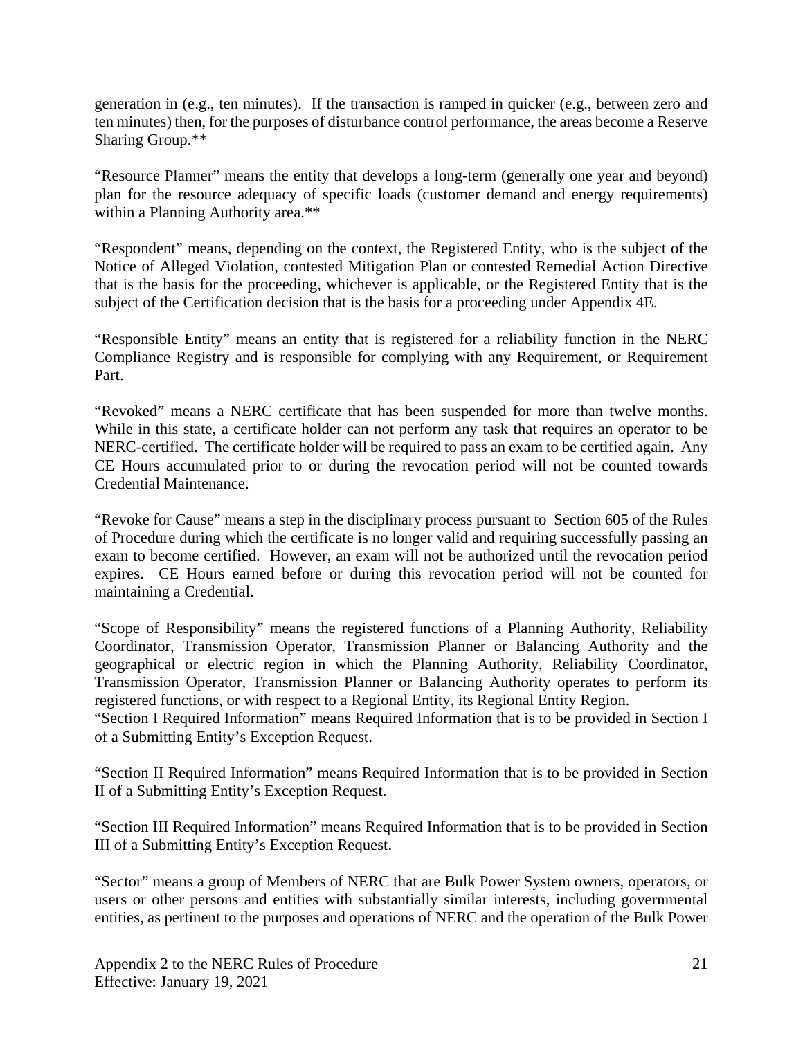generation in (e.g., ten minutes). If the transaction is ramped in quicker (e.g., between zero and ten minutes) then, for the purposes of disturbance control performance, the areas become a Reserve Sharing Group.**

"Resource Planner" means the entity that develops a long-term (generally one year and beyond) plan for the resource adequacy of specific loads (customer demand and energy requirements) within a Planning Authority area.**

"Respondent" means, depending on the context, the Registered Entity, who is the subject of the Notice of Alleged Violation, contested Mitigation Plan or contested Remedial Action Directive that is the basis for the proceeding, whichever is applicable, or the Registered Entity that is the subject of the Certification decision that is the basis for a proceeding under Appendix 4E.

"Responsible Entity" means an entity that is registered for a reliability function in the NERC Compliance Registry and is responsible for complying with any Requirement, or Requirement Part.

"Revoked" means a NERC certificate that has been suspended for more than twelve months. While in this state, a certificate holder can not perform any task that requires an operator to be NERC-certified. The certificate holder will be required to pass an exam to be certified again. Any CE Hours accumulated prior to or during the revocation period will not be counted towards Credential Maintenance.

"Revoke for Cause" means a step in the disciplinary process pursuant to Section 605 of the Rules of Procedure during which the certificate is no longer valid and requiring successfully passing an exam to become certified. However, an exam will not be authorized until the revocation period expires. CE Hours earned before or during this revocation period will not be counted for maintaining a Credential.

"Scope of Responsibility" means the registered functions of a Planning Authority, Reliability Coordinator, Transmission Operator, Transmission Planner or Balancing Authority and the geographical or electric region in which the Planning Authority, Reliability Coordinator, Transmission Operator, Transmission Planner or Balancing Authority operates to perform its registered functions, or with respect to a Regional Entity, its Regional Entity Region.

"Section I Required Information" means Required Information that is to be provided in Section I of a Submitting Entity's Exception Request.

"Section II Required Information" means Required Information that is to be provided in Section II of a Submitting Entity's Exception Request.

"Section III Required Information" means Required Information that is to be provided in Section III of a Submitting Entity's Exception Request.

"Sector" means a group of Members of NERC that are Bulk Power System owners, operators, or users or other persons and entities with substantially similar interests, including governmental entities, as pertinent to the purposes and operations of NERC and the operation of the Bulk Power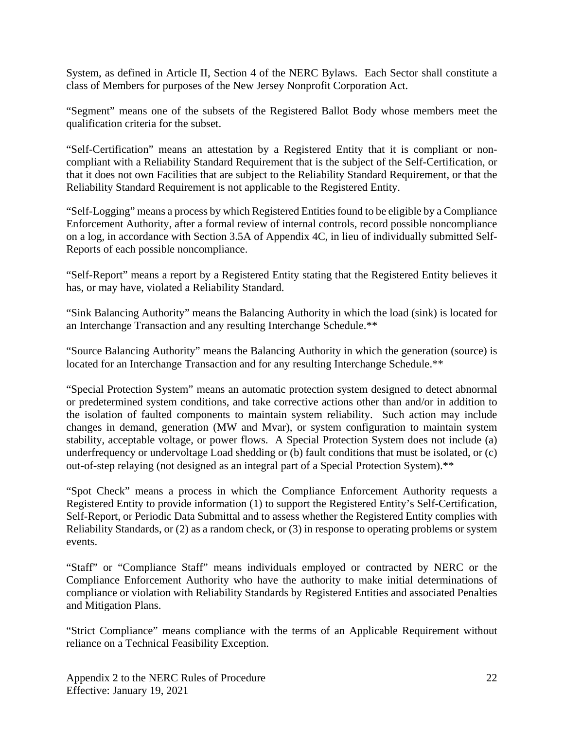System, as defined in Article II, Section 4 of the NERC Bylaws. Each Sector shall constitute a class of Members for purposes of the New Jersey Nonprofit Corporation Act.

"Segment" means one of the subsets of the Registered Ballot Body whose members meet the qualification criteria for the subset.

"Self-Certification" means an attestation by a Registered Entity that it is compliant or non-compliant with a Reliability Standard Requirement that is the subject of the Self-Certification, or that it does not own Facilities that are subject to the Reliability Standard Requirement, or that the Reliability Standard Requirement is not applicable to the Registered Entity.

"Self-Logging" means a process by which Registered Entities found to be eligible by a Compliance Enforcement Authority, after a formal review of internal controls, record possible noncompliance on a log, in accordance with Section 3.5A of Appendix 4C, in lieu of individually submitted Self-Reports of each possible noncompliance.

"Self-Report" means a report by a Registered Entity stating that the Registered Entity believes it has, or may have, violated a Reliability Standard.

"Sink Balancing Authority" means the Balancing Authority in which the load (sink) is located for an Interchange Transaction and any resulting Interchange Schedule.**

"Source Balancing Authority" means the Balancing Authority in which the generation (source) is located for an Interchange Transaction and for any resulting Interchange Schedule.**

"Special Protection System" means an automatic protection system designed to detect abnormal or predetermined system conditions, and take corrective actions other than and/or in addition to the isolation of faulted components to maintain system reliability. Such action may include changes in demand, generation (MW and Mvar), or system configuration to maintain system stability, acceptable voltage, or power flows. A Special Protection System does not include (a) underfrequency or undervoltage Load shedding or (b) fault conditions that must be isolated, or (c) out-of-step relaying (not designed as an integral part of a Special Protection System).**

"Spot Check" means a process in which the Compliance Enforcement Authority requests a Registered Entity to provide information (1) to support the Registered Entity's Self-Certification, Self-Report, or Periodic Data Submittal and to assess whether the Registered Entity complies with Reliability Standards, or (2) as a random check, or (3) in response to operating problems or system events.

"Staff" or "Compliance Staff" means individuals employed or contracted by NERC or the Compliance Enforcement Authority who have the authority to make initial determinations of compliance or violation with Reliability Standards by Registered Entities and associated Penalties and Mitigation Plans.

"Strict Compliance" means compliance with the terms of an Applicable Requirement without reliance on a Technical Feasibility Exception.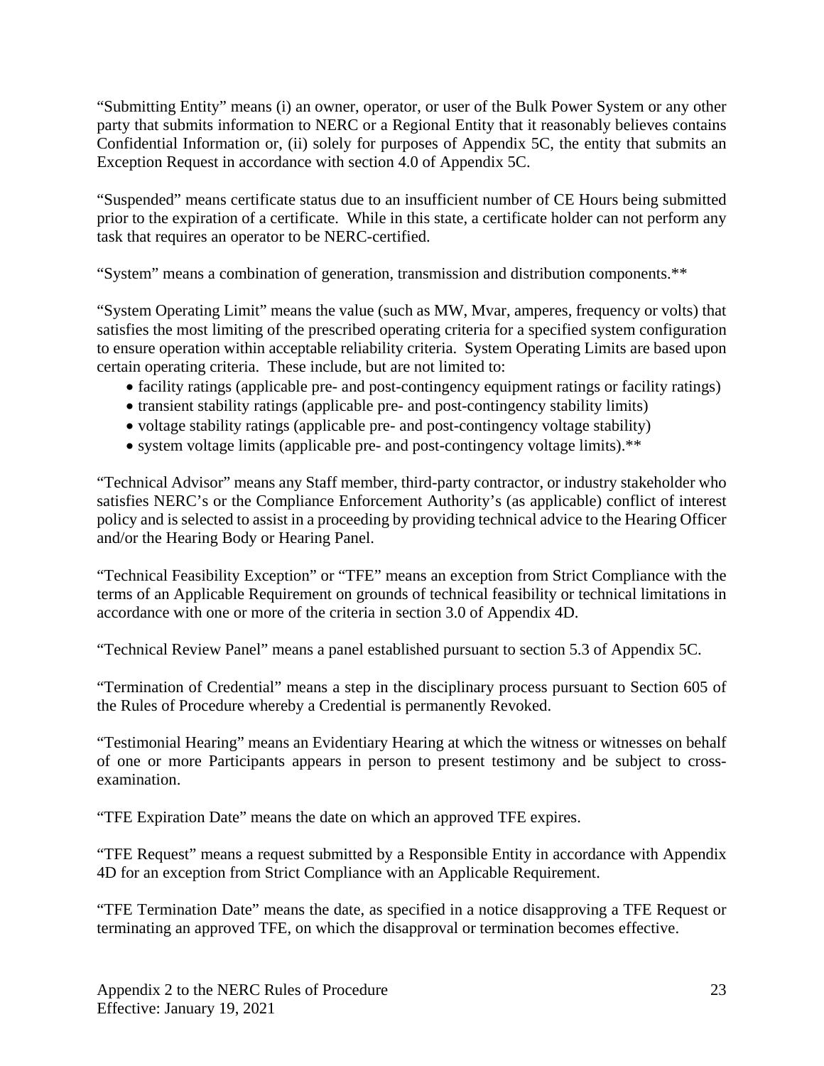"Submitting Entity" means (i) an owner, operator, or user of the Bulk Power System or any other party that submits information to NERC or a Regional Entity that it reasonably believes contains Confidential Information or, (ii) solely for purposes of Appendix 5C, the entity that submits an Exception Request in accordance with section 4.0 of Appendix 5C.

"Suspended" means certificate status due to an insufficient number of CE Hours being submitted prior to the expiration of a certificate. While in this state, a certificate holder can not perform any task that requires an operator to be NERC-certified.

"System" means a combination of generation, transmission and distribution components.**

"System Operating Limit" means the value (such as MW, Mvar, amperes, frequency or volts) that satisfies the most limiting of the prescribed operating criteria for a specified system configuration to ensure operation within acceptable reliability criteria. System Operating Limits are based upon certain operating criteria. These include, but are not limited to:

- facility ratings (applicable pre- and post-contingency equipment ratings or facility ratings)
- transient stability ratings (applicable pre- and post-contingency stability limits)
- voltage stability ratings (applicable pre- and post-contingency voltage stability)
- system voltage limits (applicable pre- and post-contingency voltage limits).**

"Technical Advisor" means any Staff member, third-party contractor, or industry stakeholder who satisfies NERC's or the Compliance Enforcement Authority's (as applicable) conflict of interest policy and is selected to assist in a proceeding by providing technical advice to the Hearing Officer and/or the Hearing Body or Hearing Panel.

"Technical Feasibility Exception" or "TFE" means an exception from Strict Compliance with the terms of an Applicable Requirement on grounds of technical feasibility or technical limitations in accordance with one or more of the criteria in section 3.0 of Appendix 4D.

"Technical Review Panel" means a panel established pursuant to section 5.3 of Appendix 5C.

"Termination of Credential" means a step in the disciplinary process pursuant to Section 605 of the Rules of Procedure whereby a Credential is permanently Revoked.

"Testimonial Hearing" means an Evidentiary Hearing at which the witness or witnesses on behalf of one or more Participants appears in person to present testimony and be subject to cross-examination.

"TFE Expiration Date" means the date on which an approved TFE expires.

"TFE Request" means a request submitted by a Responsible Entity in accordance with Appendix 4D for an exception from Strict Compliance with an Applicable Requirement.

"TFE Termination Date" means the date, as specified in a notice disapproving a TFE Request or terminating an approved TFE, on which the disapproval or termination becomes effective.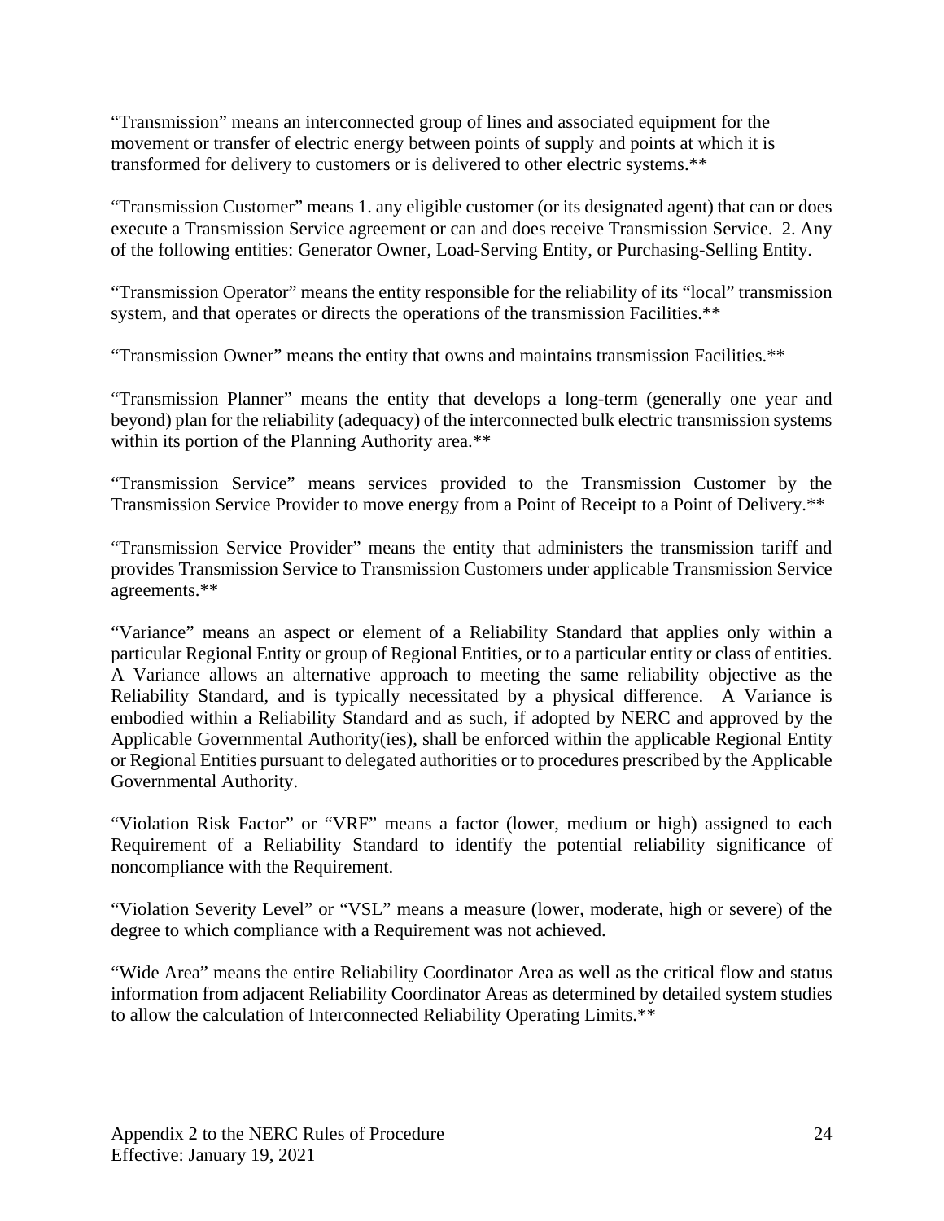"Transmission" means an interconnected group of lines and associated equipment for the movement or transfer of electric energy between points of supply and points at which it is transformed for delivery to customers or is delivered to other electric systems.**

"Transmission Customer" means 1. any eligible customer (or its designated agent) that can or does execute a Transmission Service agreement or can and does receive Transmission Service. 2. Any of the following entities: Generator Owner, Load-Serving Entity, or Purchasing-Selling Entity.

"Transmission Operator" means the entity responsible for the reliability of its "local" transmission system, and that operates or directs the operations of the transmission Facilities.**

"Transmission Owner" means the entity that owns and maintains transmission Facilities.**

"Transmission Planner" means the entity that develops a long-term (generally one year and beyond) plan for the reliability (adequacy) of the interconnected bulk electric transmission systems within its portion of the Planning Authority area.**

"Transmission Service" means services provided to the Transmission Customer by the Transmission Service Provider to move energy from a Point of Receipt to a Point of Delivery.**

"Transmission Service Provider" means the entity that administers the transmission tariff and provides Transmission Service to Transmission Customers under applicable Transmission Service agreements.**

"Variance" means an aspect or element of a Reliability Standard that applies only within a particular Regional Entity or group of Regional Entities, or to a particular entity or class of entities. A Variance allows an alternative approach to meeting the same reliability objective as the Reliability Standard, and is typically necessitated by a physical difference. A Variance is embodied within a Reliability Standard and as such, if adopted by NERC and approved by the Applicable Governmental Authority(ies), shall be enforced within the applicable Regional Entity or Regional Entities pursuant to delegated authorities or to procedures prescribed by the Applicable Governmental Authority.

"Violation Risk Factor" or "VRF" means a factor (lower, medium or high) assigned to each Requirement of a Reliability Standard to identify the potential reliability significance of noncompliance with the Requirement.

"Violation Severity Level" or "VSL" means a measure (lower, moderate, high or severe) of the degree to which compliance with a Requirement was not achieved.

"Wide Area" means the entire Reliability Coordinator Area as well as the critical flow and status information from adjacent Reliability Coordinator Areas as determined by detailed system studies to allow the calculation of Interconnected Reliability Operating Limits.**